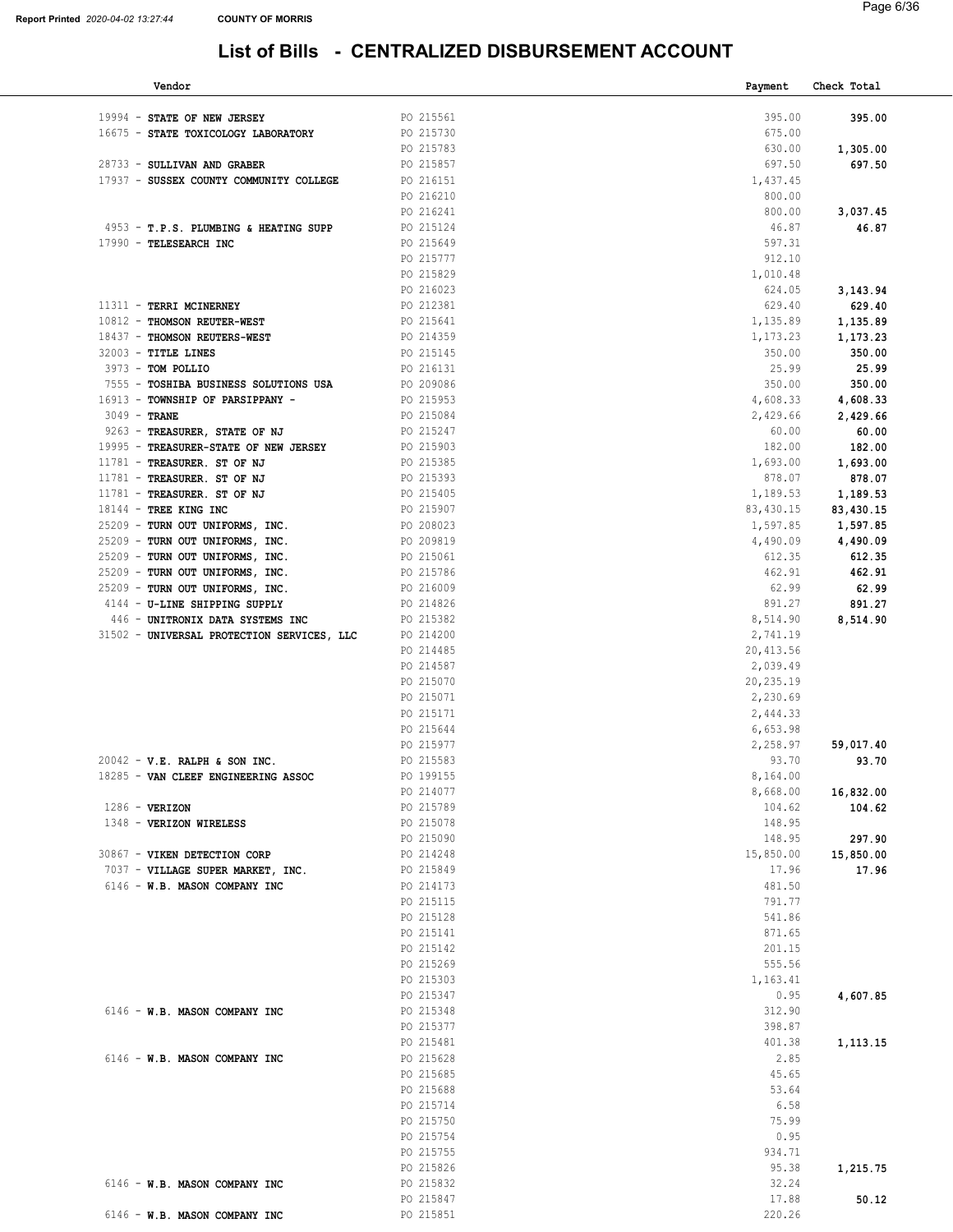Report Printed *2020-04-02 13:27:44* **COUNTY OF MORRIS**

# List of Bills - CENTRALIZED DISBURSEMENT ACCOUNT

| Vendor | | Payment | Check Total |
|---|---|---|---|
| 19994 - **STATE OF NEW JERSEY** | PO 215561 | 395.00 | **395.00** |
| 16675 - **STATE TOXICOLOGY LABORATORY** | PO 215730 | 675.00 | |
| | PO 215783 | 630.00 | **1,305.00** |
| 28733 - **SULLIVAN AND GRABER** | PO 215857 | 697.50 | **697.50** |
| 17937 - **SUSSEX COUNTY COMMUNITY COLLEGE** | PO 216151 | 1,437.45 | |
| | PO 216210 | 800.00 | |
| | PO 216241 | 800.00 | **3,037.45** |
| 4953 - **T.P.S. PLUMBING & HEATING SUPP** | PO 215124 | 46.87 | **46.87** |
| 17990 - **TELESEARCH INC** | PO 215649 | 597.31 | |
| | PO 215777 | 912.10 | |
| | PO 215829 | 1,010.48 | |
| | PO 216023 | 624.05 | **3,143.94** |
| 11311 - **TERRI MCINERNEY** | PO 212381 | 629.40 | **629.40** |
| 10812 - **THOMSON REUTER-WEST** | PO 215641 | 1,135.89 | **1,135.89** |
| 18437 - **THOMSON REUTERS-WEST** | PO 214359 | 1,173.23 | **1,173.23** |
| 32003 - **TITLE LINES** | PO 215145 | 350.00 | **350.00** |
| 3973 - **TOM POLLIO** | PO 216131 | 25.99 | **25.99** |
| 7555 - **TOSHIBA BUSINESS SOLUTIONS USA** | PO 209086 | 350.00 | **350.00** |
| 16913 - **TOWNSHIP OF PARSIPPANY -** | PO 215953 | 4,608.33 | **4,608.33** |
| 3049 - **TRANE** | PO 215084 | 2,429.66 | **2,429.66** |
| 9263 - **TREASURER, STATE OF NJ** | PO 215247 | 60.00 | **60.00** |
| 19995 - **TREASURER-STATE OF NEW JERSEY** | PO 215903 | 182.00 | **182.00** |
| 11781 - **TREASURER. ST OF NJ** | PO 215385 | 1,693.00 | **1,693.00** |
| 11781 - **TREASURER. ST OF NJ** | PO 215393 | 878.07 | **878.07** |
| 11781 - **TREASURER. ST OF NJ** | PO 215405 | 1,189.53 | **1,189.53** |
| 18144 - **TREE KING INC** | PO 215907 | 83,430.15 | **83,430.15** |
| 25209 - **TURN OUT UNIFORMS, INC.** | PO 208023 | 1,597.85 | **1,597.85** |
| 25209 - **TURN OUT UNIFORMS, INC.** | PO 209819 | 4,490.09 | **4,490.09** |
| 25209 - **TURN OUT UNIFORMS, INC.** | PO 215061 | 612.35 | **612.35** |
| 25209 - **TURN OUT UNIFORMS, INC.** | PO 215786 | 462.91 | **462.91** |
| 25209 - **TURN OUT UNIFORMS, INC.** | PO 216009 | 62.99 | **62.99** |
| 4144 - **U-LINE SHIPPING SUPPLY** | PO 214826 | 891.27 | **891.27** |
| 446 - **UNITRONIX DATA SYSTEMS INC** | PO 215382 | 8,514.90 | **8,514.90** |
| 31502 - **UNIVERSAL PROTECTION SERVICES, LLC** | PO 214200 | 2,741.19 | |
| | PO 214485 | 20,413.56 | |
| | PO 214587 | 2,039.49 | |
| | PO 215070 | 20,235.19 | |
| | PO 215071 | 2,230.69 | |
| | PO 215171 | 2,444.33 | |
| | PO 215644 | 6,653.98 | |
| | PO 215977 | 2,258.97 | **59,017.40** |
| 20042 - **V.E. RALPH & SON INC.** | PO 215583 | 93.70 | **93.70** |
| 18285 - **VAN CLEEF ENGINEERING ASSOC** | PO 199155 | 8,164.00 | |
| | PO 214077 | 8,668.00 | **16,832.00** |
| 1286 - **VERIZON** | PO 215789 | 104.62 | **104.62** |
| 1348 - **VERIZON WIRELESS** | PO 215078 | 148.95 | |
| | PO 215090 | 148.95 | **297.90** |
| 30867 - **VIKEN DETECTION CORP** | PO 214248 | 15,850.00 | **15,850.00** |
| 7037 - **VILLAGE SUPER MARKET, INC.** | PO 215849 | 17.96 | **17.96** |
| 6146 - **W.B. MASON COMPANY INC** | PO 214173 | 481.50 | |
| | PO 215115 | 791.77 | |
| | PO 215128 | 541.86 | |
| | PO 215141 | 871.65 | |
| | PO 215142 | 201.15 | |
| | PO 215269 | 555.56 | |
| | PO 215303 | 1,163.41 | |
| | PO 215347 | 0.95 | **4,607.85** |
| 6146 - **W.B. MASON COMPANY INC** | PO 215348 | 312.90 | |
| | PO 215377 | 398.87 | |
| | PO 215481 | 401.38 | **1,113.15** |
| 6146 - **W.B. MASON COMPANY INC** | PO 215628 | 2.85 | |
| | PO 215685 | 45.65 | |
| | PO 215688 | 53.64 | |
| | PO 215714 | 6.58 | |
| | PO 215750 | 75.99 | |
| | PO 215754 | 0.95 | |
| | PO 215755 | 934.71 | |
| | PO 215826 | 95.38 | **1,215.75** |
| 6146 - **W.B. MASON COMPANY INC** | PO 215832 | 32.24 | |
| | PO 215847 | 17.88 | **50.12** |
| 6146 - **W.B. MASON COMPANY INC** | PO 215851 | 220.26 | |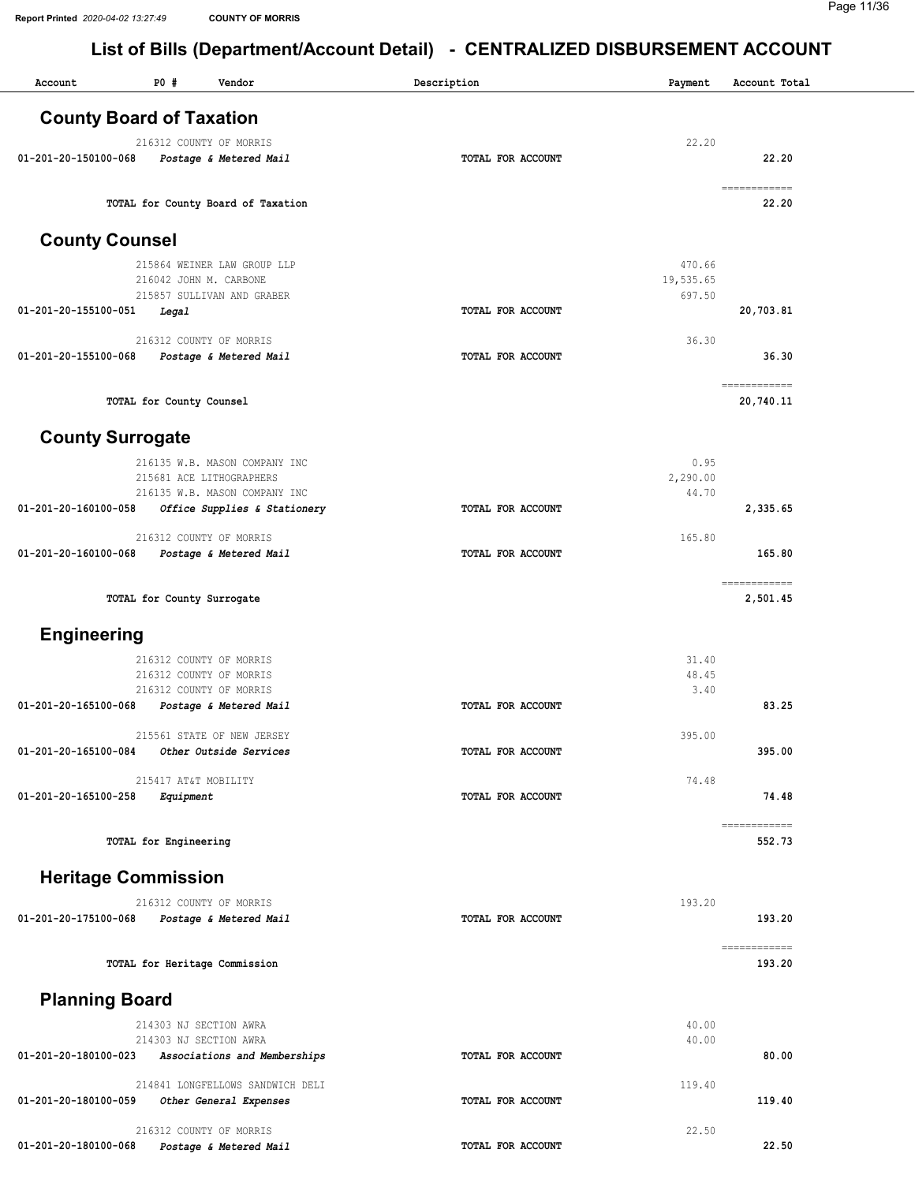## List of Bills (Department/Account Detail) - CENTRALIZED DISBURSEMENT ACCOUNT

| Account | PO # | Vendor | Description | Payment | Account Total |
|---|---|---|---|---|---|

### County Board of Taxation

| Account | PO # | Vendor | Description | Payment | Account Total |
|---|---|---|---|---|---|
| | 216312 | COUNTY OF MORRIS | | 22.20 | |
| 01-201-20-150100-068 | | *Postage & Metered Mail* | TOTAL FOR ACCOUNT | | 22.20 |
| | | TOTAL for County Board of Taxation | | | 22.20 |

### County Counsel

| Account | PO # | Vendor | Description | Payment | Account Total |
|---|---|---|---|---|---|
| | 215864 | WEINER LAW GROUP LLP | | 470.66 | |
| | 216042 | JOHN M. CARBONE | | 19,535.65 | |
| | 215857 | SULLIVAN AND GRABER | | 697.50 | |
| 01-201-20-155100-051 | | *Legal* | TOTAL FOR ACCOUNT | | 20,703.81 |
| | 216312 | COUNTY OF MORRIS | | 36.30 | |
| 01-201-20-155100-068 | | *Postage & Metered Mail* | TOTAL FOR ACCOUNT | | 36.30 |
| | | TOTAL for County Counsel | | | 20,740.11 |

### County Surrogate

| Account | PO # | Vendor | Description | Payment | Account Total |
|---|---|---|---|---|---|
| | 216135 | W.B. MASON COMPANY INC | | 0.95 | |
| | 215681 | ACE LITHOGRAPHERS | | 2,290.00 | |
| | 216135 | W.B. MASON COMPANY INC | | 44.70 | |
| 01-201-20-160100-058 | | *Office Supplies & Stationery* | TOTAL FOR ACCOUNT | | 2,335.65 |
| | 216312 | COUNTY OF MORRIS | | 165.80 | |
| 01-201-20-160100-068 | | *Postage & Metered Mail* | TOTAL FOR ACCOUNT | | 165.80 |
| | | TOTAL for County Surrogate | | | 2,501.45 |

### Engineering

| Account | PO # | Vendor | Description | Payment | Account Total |
|---|---|---|---|---|---|
| | 216312 | COUNTY OF MORRIS | | 31.40 | |
| | 216312 | COUNTY OF MORRIS | | 48.45 | |
| | 216312 | COUNTY OF MORRIS | | 3.40 | |
| 01-201-20-165100-068 | | *Postage & Metered Mail* | TOTAL FOR ACCOUNT | | 83.25 |
| | 215561 | STATE OF NEW JERSEY | | 395.00 | |
| 01-201-20-165100-084 | | *Other Outside Services* | TOTAL FOR ACCOUNT | | 395.00 |
| | 215417 | AT&T MOBILITY | | 74.48 | |
| 01-201-20-165100-258 | | *Equipment* | TOTAL FOR ACCOUNT | | 74.48 |
| | | TOTAL for Engineering | | | 552.73 |

### Heritage Commission

| Account | PO # | Vendor | Description | Payment | Account Total |
|---|---|---|---|---|---|
| | 216312 | COUNTY OF MORRIS | | 193.20 | |
| 01-201-20-175100-068 | | *Postage & Metered Mail* | TOTAL FOR ACCOUNT | | 193.20 |
| | | TOTAL for Heritage Commission | | | 193.20 |

### Planning Board

| Account | PO # | Vendor | Description | Payment | Account Total |
|---|---|---|---|---|---|
| | 214303 | NJ SECTION AWRA | | 40.00 | |
| | 214303 | NJ SECTION AWRA | | 40.00 | |
| 01-201-20-180100-023 | | *Associations and Memberships* | TOTAL FOR ACCOUNT | | 80.00 |
| | 214841 | LONGFELLOWS SANDWICH DELI | | 119.40 | |
| 01-201-20-180100-059 | | *Other General Expenses* | TOTAL FOR ACCOUNT | | 119.40 |
| | 216312 | COUNTY OF MORRIS | | 22.50 | |
| 01-201-20-180100-068 | | *Postage & Metered Mail* | TOTAL FOR ACCOUNT | | 22.50 |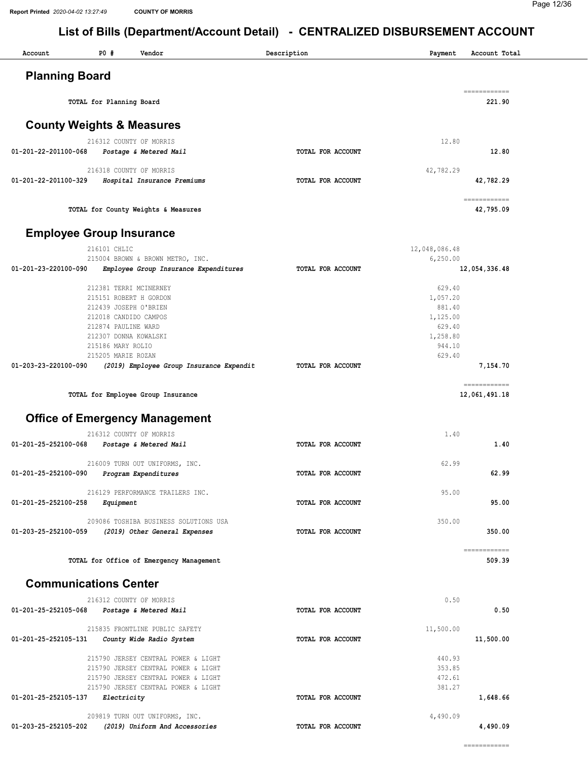# List of Bills (Department/Account Detail) - CENTRALIZED DISBURSEMENT ACCOUNT

| Account | PO # | Vendor | Description | Payment | Account Total |
|---|---|---|---|---|---|

## Planning Board

| | | | | | |
|---|---|---|---|---|---|
| | | TOTAL for Planning Board | | | 221.90 |

## County Weights & Measures

| Account | PO # | Vendor | Description | Payment | Account Total |
|---|---|---|---|---|---|
| | 216312 | COUNTY OF MORRIS | | 12.80 | |
| 01-201-22-201100-068 | | *Postage & Metered Mail* | TOTAL FOR ACCOUNT | | 12.80 |
| | 216318 | COUNTY OF MORRIS | | 42,782.29 | |
| 01-201-22-201100-329 | | *Hospital Insurance Premiums* | TOTAL FOR ACCOUNT | | 42,782.29 |
| | | TOTAL for County Weights & Measures | | | 42,795.09 |

## Employee Group Insurance

| Account | PO # | Vendor | Description | Payment | Account Total |
|---|---|---|---|---|---|
| | 216101 | CHLIC | | 12,048,086.48 | |
| | 215004 | BROWN & BROWN METRO, INC. | | 6,250.00 | |
| 01-201-23-220100-090 | | *Employee Group Insurance Expenditures* | TOTAL FOR ACCOUNT | | 12,054,336.48 |
| | 212381 | TERRI MCINERNEY | | 629.40 | |
| | 215151 | ROBERT H GORDON | | 1,057.20 | |
| | 212439 | JOSEPH O'BRIEN | | 881.40 | |
| | 212018 | CANDIDO CAMPOS | | 1,125.00 | |
| | 212874 | PAULINE WARD | | 629.40 | |
| | 212307 | DONNA KOWALSKI | | 1,258.80 | |
| | 215186 | MARY ROLIO | | 944.10 | |
| | 215205 | MARIE ROZAN | | 629.40 | |
| 01-203-23-220100-090 | | *(2019) Employee Group Insurance Expendit* | TOTAL FOR ACCOUNT | | 7,154.70 |
| | | TOTAL for Employee Group Insurance | | | 12,061,491.18 |

## Office of Emergency Management

| Account | PO # | Vendor | Description | Payment | Account Total |
|---|---|---|---|---|---|
| | 216312 | COUNTY OF MORRIS | | 1.40 | |
| 01-201-25-252100-068 | | *Postage & Metered Mail* | TOTAL FOR ACCOUNT | | 1.40 |
| | 216009 | TURN OUT UNIFORMS, INC. | | 62.99 | |
| 01-201-25-252100-090 | | *Program Expenditures* | TOTAL FOR ACCOUNT | | 62.99 |
| | 216129 | PERFORMANCE TRAILERS INC. | | 95.00 | |
| 01-201-25-252100-258 | | *Equipment* | TOTAL FOR ACCOUNT | | 95.00 |
| | 209086 | TOSHIBA BUSINESS SOLUTIONS USA | | 350.00 | |
| 01-203-25-252100-059 | | *(2019) Other General Expenses* | TOTAL FOR ACCOUNT | | 350.00 |
| | | TOTAL for Office of Emergency Management | | | 509.39 |

## Communications Center

| Account | PO # | Vendor | Description | Payment | Account Total |
|---|---|---|---|---|---|
| | 216312 | COUNTY OF MORRIS | | 0.50 | |
| 01-201-25-252105-068 | | *Postage & Metered Mail* | TOTAL FOR ACCOUNT | | 0.50 |
| | 215835 | FRONTLINE PUBLIC SAFETY | | 11,500.00 | |
| 01-201-25-252105-131 | | *County Wide Radio System* | TOTAL FOR ACCOUNT | | 11,500.00 |
| | 215790 | JERSEY CENTRAL POWER & LIGHT | | 440.93 | |
| | 215790 | JERSEY CENTRAL POWER & LIGHT | | 353.85 | |
| | 215790 | JERSEY CENTRAL POWER & LIGHT | | 472.61 | |
| | 215790 | JERSEY CENTRAL POWER & LIGHT | | 381.27 | |
| 01-201-25-252105-137 | | *Electricity* | TOTAL FOR ACCOUNT | | 1,648.66 |
| | 209819 | TURN OUT UNIFORMS, INC. | | 4,490.09 | |
| 01-203-25-252105-202 | | *(2019) Uniform And Accessories* | TOTAL FOR ACCOUNT | | 4,490.09 |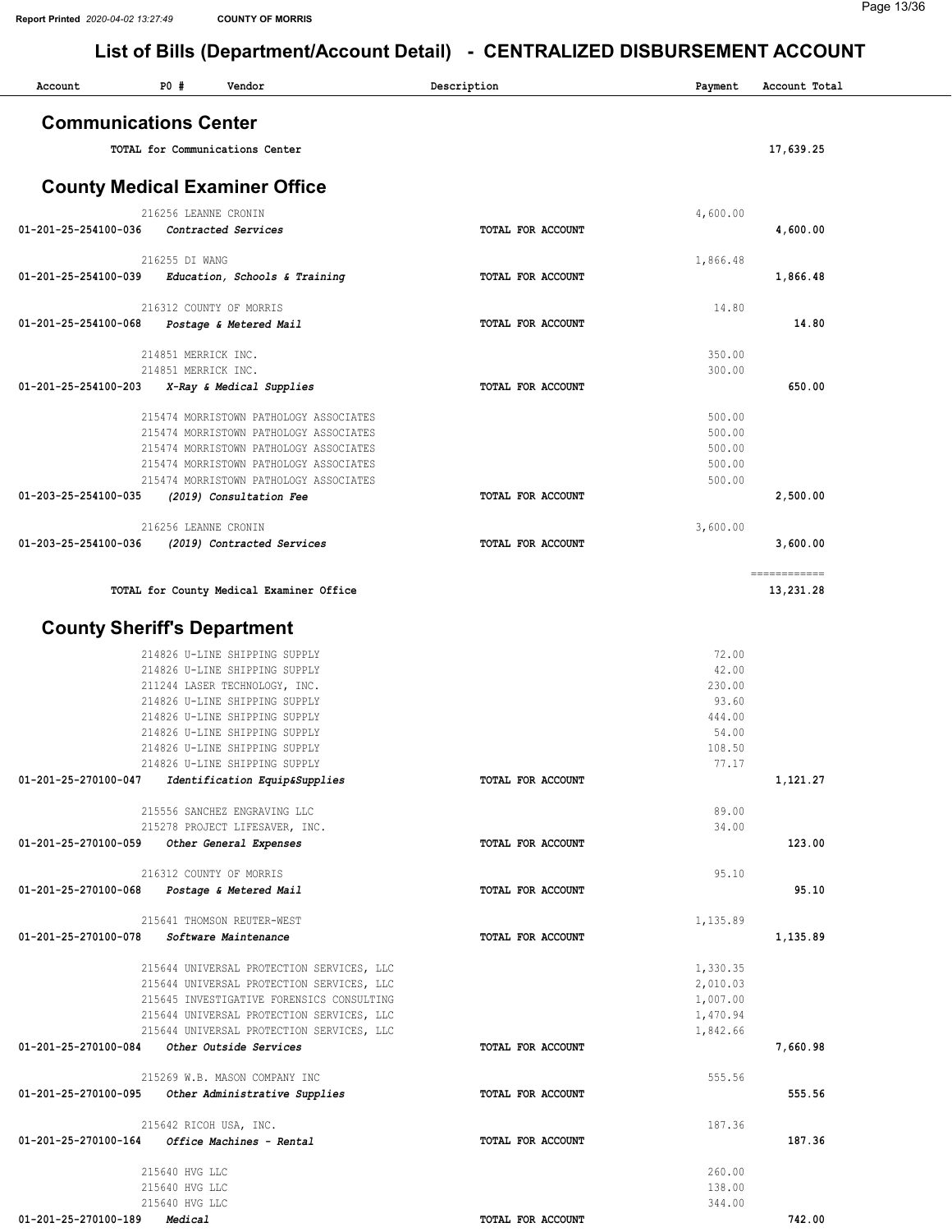# List of Bills (Department/Account Detail) - CENTRALIZED DISBURSEMENT ACCOUNT

| Account | PO # | Vendor | Description | Payment | Account Total |
|---|---|---|---|---|---|

## Communications Center

| Account | PO # | Vendor | Description | Payment | Account Total |
|---|---|---|---|---|---|
| | | TOTAL for Communications Center | | | 17,639.25 |

## County Medical Examiner Office

| Account | PO # | Vendor | Description | Payment | Account Total |
|---|---|---|---|---|---|
| | 216256 | LEANNE CRONIN | | 4,600.00 | |
| 01-201-25-254100-036 | | *Contracted Services* | TOTAL FOR ACCOUNT | | 4,600.00 |
| | 216255 | DI WANG | | 1,866.48 | |
| 01-201-25-254100-039 | | *Education, Schools & Training* | TOTAL FOR ACCOUNT | | 1,866.48 |
| | 216312 | COUNTY OF MORRIS | | 14.80 | |
| 01-201-25-254100-068 | | *Postage & Metered Mail* | TOTAL FOR ACCOUNT | | 14.80 |
| | 214851 | MERRICK INC. | | 350.00 | |
| | 214851 | MERRICK INC. | | 300.00 | |
| 01-201-25-254100-203 | | *X-Ray & Medical Supplies* | TOTAL FOR ACCOUNT | | 650.00 |
| | 215474 | MORRISTOWN PATHOLOGY ASSOCIATES | | 500.00 | |
| | 215474 | MORRISTOWN PATHOLOGY ASSOCIATES | | 500.00 | |
| | 215474 | MORRISTOWN PATHOLOGY ASSOCIATES | | 500.00 | |
| | 215474 | MORRISTOWN PATHOLOGY ASSOCIATES | | 500.00 | |
| | 215474 | MORRISTOWN PATHOLOGY ASSOCIATES | | 500.00 | |
| 01-203-25-254100-035 | | *(2019) Consultation Fee* | TOTAL FOR ACCOUNT | | 2,500.00 |
| | 216256 | LEANNE CRONIN | | 3,600.00 | |
| 01-203-25-254100-036 | | *(2019) Contracted Services* | TOTAL FOR ACCOUNT | | 3,600.00 |
| | | | | | ============ |
| | | TOTAL for County Medical Examiner Office | | | 13,231.28 |

## County Sheriff's Department

| Account | PO # | Vendor | Description | Payment | Account Total |
|---|---|---|---|---|---|
| | 214826 | U-LINE SHIPPING SUPPLY | | 72.00 | |
| | 214826 | U-LINE SHIPPING SUPPLY | | 42.00 | |
| | 211244 | LASER TECHNOLOGY, INC. | | 230.00 | |
| | 214826 | U-LINE SHIPPING SUPPLY | | 93.60 | |
| | 214826 | U-LINE SHIPPING SUPPLY | | 444.00 | |
| | 214826 | U-LINE SHIPPING SUPPLY | | 54.00 | |
| | 214826 | U-LINE SHIPPING SUPPLY | | 108.50 | |
| | 214826 | U-LINE SHIPPING SUPPLY | | 77.17 | |
| 01-201-25-270100-047 | | *Identification Equip&Supplies* | TOTAL FOR ACCOUNT | | 1,121.27 |
| | 215556 | SANCHEZ ENGRAVING LLC | | 89.00 | |
| | 215278 | PROJECT LIFESAVER, INC. | | 34.00 | |
| 01-201-25-270100-059 | | *Other General Expenses* | TOTAL FOR ACCOUNT | | 123.00 |
| | 216312 | COUNTY OF MORRIS | | 95.10 | |
| 01-201-25-270100-068 | | *Postage & Metered Mail* | TOTAL FOR ACCOUNT | | 95.10 |
| | 215641 | THOMSON REUTER-WEST | | 1,135.89 | |
| 01-201-25-270100-078 | | *Software Maintenance* | TOTAL FOR ACCOUNT | | 1,135.89 |
| | 215644 | UNIVERSAL PROTECTION SERVICES, LLC | | 1,330.35 | |
| | 215644 | UNIVERSAL PROTECTION SERVICES, LLC | | 2,010.03 | |
| | 215645 | INVESTIGATIVE FORENSICS CONSULTING | | 1,007.00 | |
| | 215644 | UNIVERSAL PROTECTION SERVICES, LLC | | 1,470.94 | |
| | 215644 | UNIVERSAL PROTECTION SERVICES, LLC | | 1,842.66 | |
| 01-201-25-270100-084 | | *Other Outside Services* | TOTAL FOR ACCOUNT | | 7,660.98 |
| | 215269 | W.B. MASON COMPANY INC | | 555.56 | |
| 01-201-25-270100-095 | | *Other Administrative Supplies* | TOTAL FOR ACCOUNT | | 555.56 |
| | 215642 | RICOH USA, INC. | | 187.36 | |
| 01-201-25-270100-164 | | *Office Machines - Rental* | TOTAL FOR ACCOUNT | | 187.36 |
| | 215640 | HVG LLC | | 260.00 | |
| | 215640 | HVG LLC | | 138.00 | |
| | 215640 | HVG LLC | | 344.00 | |
| 01-201-25-270100-189 | | *Medical* | TOTAL FOR ACCOUNT | | 742.00 |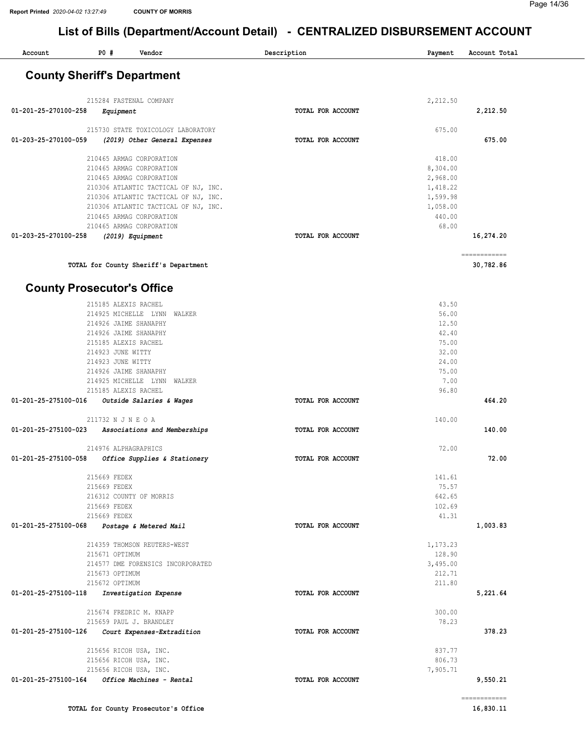# List of Bills (Department/Account Detail) - CENTRALIZED DISBURSEMENT ACCOUNT

| Account | PO # | Vendor | Description | Payment | Account Total |
|---|---|---|---|---|---|

## County Sheriff's Department

| Account | PO # | Vendor | Description | Payment | Account Total |
|---|---|---|---|---|---|
| | 215284 | FASTENAL COMPANY | | 2,212.50 | |
| 01-201-25-270100-258 | | *Equipment* | **TOTAL FOR ACCOUNT** | | **2,212.50** |
| | 215730 | STATE TOXICOLOGY LABORATORY | | 675.00 | |
| 01-203-25-270100-059 | | *(2019) Other General Expenses* | **TOTAL FOR ACCOUNT** | | **675.00** |
| | 210465 | ARMAG CORPORATION | | 418.00 | |
| | 210465 | ARMAG CORPORATION | | 8,304.00 | |
| | 210465 | ARMAG CORPORATION | | 2,968.00 | |
| | 210306 | ATLANTIC TACTICAL OF NJ, INC. | | 1,418.22 | |
| | 210306 | ATLANTIC TACTICAL OF NJ, INC. | | 1,599.98 | |
| | 210306 | ATLANTIC TACTICAL OF NJ, INC. | | 1,058.00 | |
| | 210465 | ARMAG CORPORATION | | 440.00 | |
| | 210465 | ARMAG CORPORATION | | 68.00 | |
| 01-203-25-270100-258 | | *(2019) Equipment* | **TOTAL FOR ACCOUNT** | | **16,274.20** |
| | | **TOTAL for County Sheriff's Department** | | | **30,782.86** |

## County Prosecutor's Office

| Account | PO # | Vendor | Description | Payment | Account Total |
|---|---|---|---|---|---|
| | 215185 | ALEXIS RACHEL | | 43.50 | |
| | 214925 | MICHELLE LYNN WALKER | | 56.00 | |
| | 214926 | JAIME SHANAPHY | | 12.50 | |
| | 214926 | JAIME SHANAPHY | | 42.40 | |
| | 215185 | ALEXIS RACHEL | | 75.00 | |
| | 214923 | JUNE WITTY | | 32.00 | |
| | 214923 | JUNE WITTY | | 24.00 | |
| | 214926 | JAIME SHANAPHY | | 75.00 | |
| | 214925 | MICHELLE LYNN WALKER | | 7.00 | |
| | 215185 | ALEXIS RACHEL | | 96.80 | |
| 01-201-25-275100-016 | | *Outside Salaries & Wages* | **TOTAL FOR ACCOUNT** | | **464.20** |
| | 211732 | N J N E O A | | 140.00 | |
| 01-201-25-275100-023 | | *Associations and Memberships* | **TOTAL FOR ACCOUNT** | | **140.00** |
| | 214976 | ALPHAGRAPHICS | | 72.00 | |
| 01-201-25-275100-058 | | *Office Supplies & Stationery* | **TOTAL FOR ACCOUNT** | | **72.00** |
| | 215669 | FEDEX | | 141.61 | |
| | 215669 | FEDEX | | 75.57 | |
| | 216312 | COUNTY OF MORRIS | | 642.65 | |
| | 215669 | FEDEX | | 102.69 | |
| | 215669 | FEDEX | | 41.31 | |
| 01-201-25-275100-068 | | *Postage & Metered Mail* | **TOTAL FOR ACCOUNT** | | **1,003.83** |
| | 214359 | THOMSON REUTERS-WEST | | 1,173.23 | |
| | 215671 | OPTIMUM | | 128.90 | |
| | 214577 | DME FORENSICS INCORPORATED | | 3,495.00 | |
| | 215673 | OPTIMUM | | 212.71 | |
| | 215672 | OPTIMUM | | 211.80 | |
| 01-201-25-275100-118 | | *Investigation Expense* | **TOTAL FOR ACCOUNT** | | **5,221.64** |
| | 215674 | FREDRIC M. KNAPP | | 300.00 | |
| | 215659 | PAUL J. BRANDLEY | | 78.23 | |
| 01-201-25-275100-126 | | *Court Expenses-Extradition* | **TOTAL FOR ACCOUNT** | | **378.23** |
| | 215656 | RICOH USA, INC. | | 837.77 | |
| | 215656 | RICOH USA, INC. | | 806.73 | |
| | 215656 | RICOH USA, INC. | | 7,905.71 | |
| 01-201-25-275100-164 | | *Office Machines - Rental* | **TOTAL FOR ACCOUNT** | | **9,550.21** |
| | | **TOTAL for County Prosecutor's Office** | | | **16,830.11** |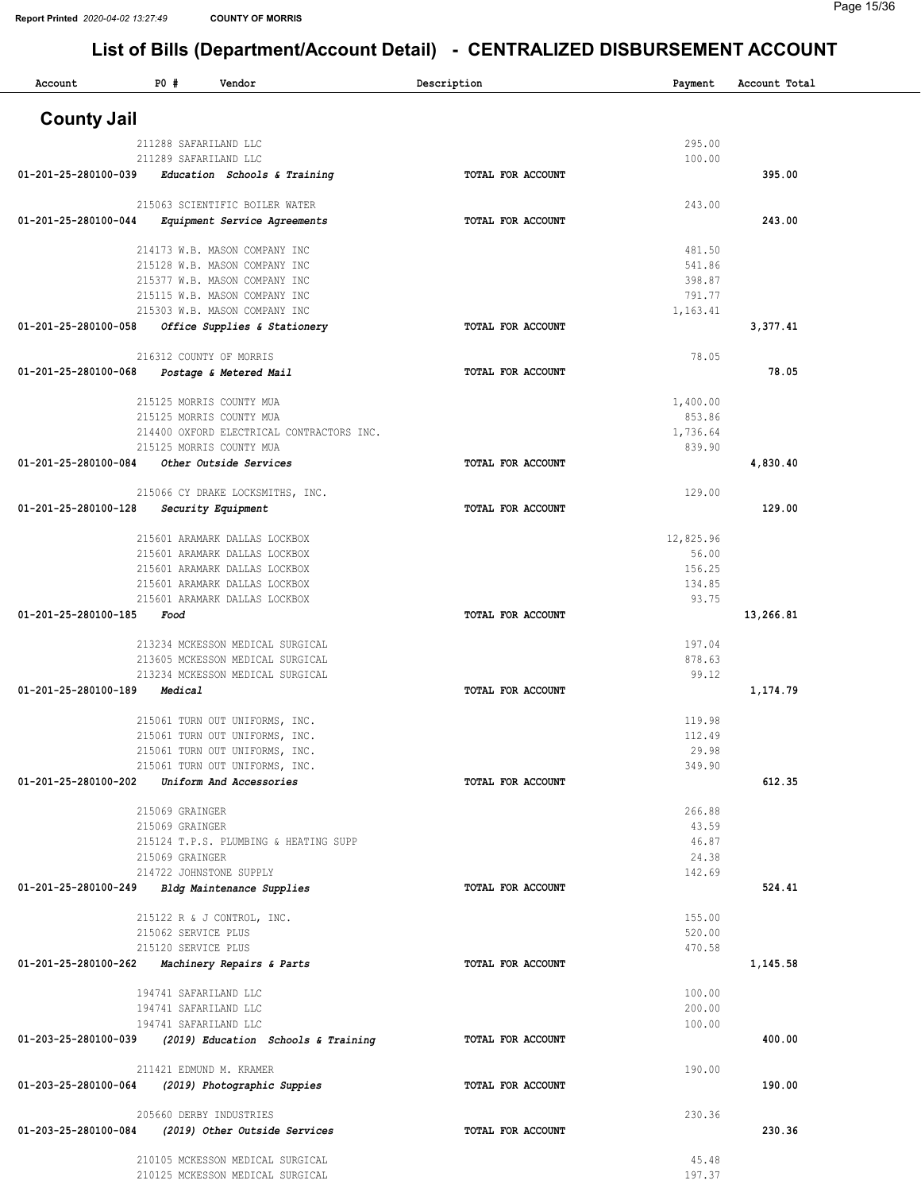# List of Bills (Department/Account Detail) - CENTRALIZED DISBURSEMENT ACCOUNT

| Account | PO # | Vendor | Description | Payment | Account Total |
|---|---|---|---|---|---|

## County Jail

| Account | PO # | Vendor | Description | Payment | Account Total |
|---|---|---|---|---|---|
| | 211288 | SAFARILAND LLC | | 295.00 | |
| | 211289 | SAFARILAND LLC | | 100.00 | |
| **01-201-25-280100-039** | | ***Education Schools & Training*** | **TOTAL FOR ACCOUNT** | | **395.00** |
| | 215063 | SCIENTIFIC BOILER WATER | | 243.00 | |
| **01-201-25-280100-044** | | ***Equipment Service Agreements*** | **TOTAL FOR ACCOUNT** | | **243.00** |
| | 214173 | W.B. MASON COMPANY INC | | 481.50 | |
| | 215128 | W.B. MASON COMPANY INC | | 541.86 | |
| | 215377 | W.B. MASON COMPANY INC | | 398.87 | |
| | 215115 | W.B. MASON COMPANY INC | | 791.77 | |
| | 215303 | W.B. MASON COMPANY INC | | 1,163.41 | |
| **01-201-25-280100-058** | | ***Office Supplies & Stationery*** | **TOTAL FOR ACCOUNT** | | **3,377.41** |
| | 216312 | COUNTY OF MORRIS | | 78.05 | |
| **01-201-25-280100-068** | | ***Postage & Metered Mail*** | **TOTAL FOR ACCOUNT** | | **78.05** |
| | 215125 | MORRIS COUNTY MUA | | 1,400.00 | |
| | 215125 | MORRIS COUNTY MUA | | 853.86 | |
| | 214400 | OXFORD ELECTRICAL CONTRACTORS INC. | | 1,736.64 | |
| | 215125 | MORRIS COUNTY MUA | | 839.90 | |
| **01-201-25-280100-084** | | ***Other Outside Services*** | **TOTAL FOR ACCOUNT** | | **4,830.40** |
| | 215066 | CY DRAKE LOCKSMITHS, INC. | | 129.00 | |
| **01-201-25-280100-128** | | ***Security Equipment*** | **TOTAL FOR ACCOUNT** | | **129.00** |
| | 215601 | ARAMARK DALLAS LOCKBOX | | 12,825.96 | |
| | 215601 | ARAMARK DALLAS LOCKBOX | | 56.00 | |
| | 215601 | ARAMARK DALLAS LOCKBOX | | 156.25 | |
| | 215601 | ARAMARK DALLAS LOCKBOX | | 134.85 | |
| | 215601 | ARAMARK DALLAS LOCKBOX | | 93.75 | |
| **01-201-25-280100-185** | | ***Food*** | **TOTAL FOR ACCOUNT** | | **13,266.81** |
| | 213234 | MCKESSON MEDICAL SURGICAL | | 197.04 | |
| | 213605 | MCKESSON MEDICAL SURGICAL | | 878.63 | |
| | 213234 | MCKESSON MEDICAL SURGICAL | | 99.12 | |
| **01-201-25-280100-189** | | ***Medical*** | **TOTAL FOR ACCOUNT** | | **1,174.79** |
| | 215061 | TURN OUT UNIFORMS, INC. | | 119.98 | |
| | 215061 | TURN OUT UNIFORMS, INC. | | 112.49 | |
| | 215061 | TURN OUT UNIFORMS, INC. | | 29.98 | |
| | 215061 | TURN OUT UNIFORMS, INC. | | 349.90 | |
| **01-201-25-280100-202** | | ***Uniform And Accessories*** | **TOTAL FOR ACCOUNT** | | **612.35** |
| | 215069 | GRAINGER | | 266.88 | |
| | 215069 | GRAINGER | | 43.59 | |
| | 215124 | T.P.S. PLUMBING & HEATING SUPP | | 46.87 | |
| | 215069 | GRAINGER | | 24.38 | |
| | 214722 | JOHNSTONE SUPPLY | | 142.69 | |
| **01-201-25-280100-249** | | ***Bldg Maintenance Supplies*** | **TOTAL FOR ACCOUNT** | | **524.41** |
| | 215122 | R & J CONTROL, INC. | | 155.00 | |
| | 215062 | SERVICE PLUS | | 520.00 | |
| | 215120 | SERVICE PLUS | | 470.58 | |
| **01-201-25-280100-262** | | ***Machinery Repairs & Parts*** | **TOTAL FOR ACCOUNT** | | **1,145.58** |
| | 194741 | SAFARILAND LLC | | 100.00 | |
| | 194741 | SAFARILAND LLC | | 200.00 | |
| | 194741 | SAFARILAND LLC | | 100.00 | |
| **01-203-25-280100-039** | | ***(2019) Education Schools & Training*** | **TOTAL FOR ACCOUNT** | | **400.00** |
| | 211421 | EDMUND M. KRAMER | | 190.00 | |
| **01-203-25-280100-064** | | ***(2019) Photographic Suppies*** | **TOTAL FOR ACCOUNT** | | **190.00** |
| | 205660 | DERBY INDUSTRIES | | 230.36 | |
| **01-203-25-280100-084** | | ***(2019) Other Outside Services*** | **TOTAL FOR ACCOUNT** | | **230.36** |
| | 210105 | MCKESSON MEDICAL SURGICAL | | 45.48 | |
| | 210125 | MCKESSON MEDICAL SURGICAL | | 197.37 | |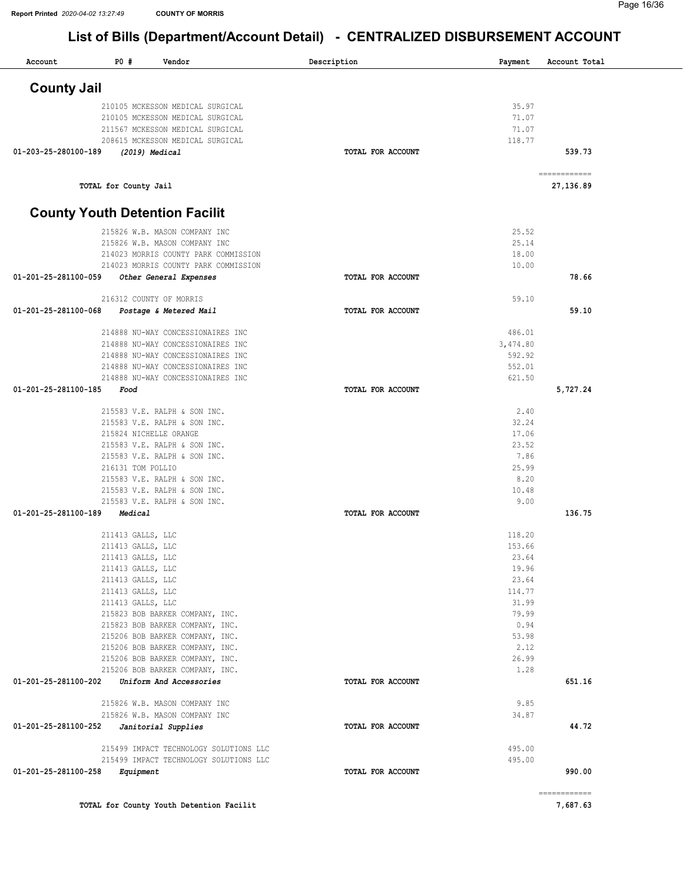# List of Bills (Department/Account Detail) - CENTRALIZED DISBURSEMENT ACCOUNT

| Account | PO # | Vendor | Description | Payment | Account Total |
|---|---|---|---|---|---|
| **County Jail** | | | | | |
| | 210105 | MCKESSON MEDICAL SURGICAL | | 35.97 | |
| | 210105 | MCKESSON MEDICAL SURGICAL | | 71.07 | |
| | 211567 | MCKESSON MEDICAL SURGICAL | | 71.07 | |
| | 208615 | MCKESSON MEDICAL SURGICAL | | 118.77 | |
| 01-203-25-280100-189 | | *(2019) Medical* | TOTAL FOR ACCOUNT | | 539.73 |
| | | | | | ============ |
| TOTAL for County Jail | | | | | 27,136.89 |
| **County Youth Detention Facilit** | | | | | |
| | 215826 | W.B. MASON COMPANY INC | | 25.52 | |
| | 215826 | W.B. MASON COMPANY INC | | 25.14 | |
| | 214023 | MORRIS COUNTY PARK COMMISSION | | 18.00 | |
| | 214023 | MORRIS COUNTY PARK COMMISSION | | 10.00 | |
| 01-201-25-281100-059 | | *Other General Expenses* | TOTAL FOR ACCOUNT | | 78.66 |
| | 216312 | COUNTY OF MORRIS | | 59.10 | |
| 01-201-25-281100-068 | | *Postage & Metered Mail* | TOTAL FOR ACCOUNT | | 59.10 |
| | 214888 | NU-WAY CONCESSIONAIRES INC | | 486.01 | |
| | 214888 | NU-WAY CONCESSIONAIRES INC | | 3,474.80 | |
| | 214888 | NU-WAY CONCESSIONAIRES INC | | 592.92 | |
| | 214888 | NU-WAY CONCESSIONAIRES INC | | 552.01 | |
| | 214888 | NU-WAY CONCESSIONAIRES INC | | 621.50 | |
| 01-201-25-281100-185 | | *Food* | TOTAL FOR ACCOUNT | | 5,727.24 |
| | 215583 | V.E. RALPH & SON INC. | | 2.40 | |
| | 215583 | V.E. RALPH & SON INC. | | 32.24 | |
| | 215824 | NICHELLE ORANGE | | 17.06 | |
| | 215583 | V.E. RALPH & SON INC. | | 23.52 | |
| | 215583 | V.E. RALPH & SON INC. | | 7.86 | |
| | 216131 | TOM POLLIO | | 25.99 | |
| | 215583 | V.E. RALPH & SON INC. | | 8.20 | |
| | 215583 | V.E. RALPH & SON INC. | | 10.48 | |
| | 215583 | V.E. RALPH & SON INC. | | 9.00 | |
| 01-201-25-281100-189 | | *Medical* | TOTAL FOR ACCOUNT | | 136.75 |
| | 211413 | GALLS, LLC | | 118.20 | |
| | 211413 | GALLS, LLC | | 153.66 | |
| | 211413 | GALLS, LLC | | 23.64 | |
| | 211413 | GALLS, LLC | | 19.96 | |
| | 211413 | GALLS, LLC | | 23.64 | |
| | 211413 | GALLS, LLC | | 114.77 | |
| | 211413 | GALLS, LLC | | 31.99 | |
| | 215823 | BOB BARKER COMPANY, INC. | | 79.99 | |
| | 215823 | BOB BARKER COMPANY, INC. | | 0.94 | |
| | 215206 | BOB BARKER COMPANY, INC. | | 53.98 | |
| | 215206 | BOB BARKER COMPANY, INC. | | 2.12 | |
| | 215206 | BOB BARKER COMPANY, INC. | | 26.99 | |
| | 215206 | BOB BARKER COMPANY, INC. | | 1.28 | |
| 01-201-25-281100-202 | | *Uniform And Accessories* | TOTAL FOR ACCOUNT | | 651.16 |
| | 215826 | W.B. MASON COMPANY INC | | 9.85 | |
| | 215826 | W.B. MASON COMPANY INC | | 34.87 | |
| 01-201-25-281100-252 | | *Janitorial Supplies* | TOTAL FOR ACCOUNT | | 44.72 |
| | 215499 | IMPACT TECHNOLOGY SOLUTIONS LLC | | 495.00 | |
| | 215499 | IMPACT TECHNOLOGY SOLUTIONS LLC | | 495.00 | |
| 01-201-25-281100-258 | | *Equipment* | TOTAL FOR ACCOUNT | | 990.00 |
| | | | | | ============ |
| TOTAL for County Youth Detention Facilit | | | | | 7,687.63 |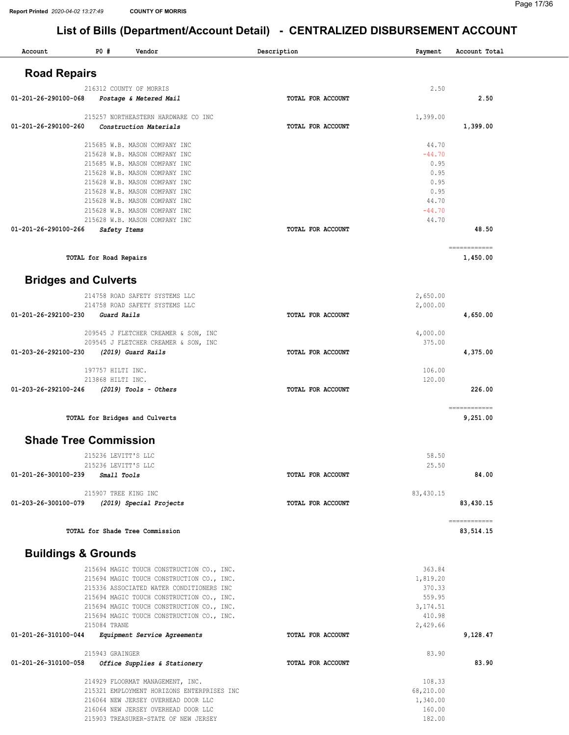# List of Bills (Department/Account Detail) - CENTRALIZED DISBURSEMENT ACCOUNT

COUNTY OF MORRIS

| Account | PO # | Vendor | Description | Payment | Account Total |
|---|---|---|---|---|---|

## Road Repairs

| Account | PO # | Vendor | Description | Payment | Account Total |
|---|---|---|---|---|---|
| | 216312 | COUNTY OF MORRIS | | 2.50 | |
| 01-201-26-290100-068 | | *Postage & Metered Mail* | TOTAL FOR ACCOUNT | | 2.50 |
| | 215257 | NORTHEASTERN HARDWARE CO INC | | 1,399.00 | |
| 01-201-26-290100-260 | | *Construction Materials* | TOTAL FOR ACCOUNT | | 1,399.00 |
| | 215685 | W.B. MASON COMPANY INC | | 44.70 | |
| | 215628 | W.B. MASON COMPANY INC | | -44.70 | |
| | 215685 | W.B. MASON COMPANY INC | | 0.95 | |
| | 215628 | W.B. MASON COMPANY INC | | 0.95 | |
| | 215628 | W.B. MASON COMPANY INC | | 0.95 | |
| | 215628 | W.B. MASON COMPANY INC | | 0.95 | |
| | 215628 | W.B. MASON COMPANY INC | | 44.70 | |
| | 215628 | W.B. MASON COMPANY INC | | -44.70 | |
| | 215628 | W.B. MASON COMPANY INC | | 44.70 | |
| 01-201-26-290100-266 | | *Safety Items* | TOTAL FOR ACCOUNT | | 48.50 |
| | | TOTAL for Road Repairs | | | 1,450.00 |

## Bridges and Culverts

| Account | PO # | Vendor | Description | Payment | Account Total |
|---|---|---|---|---|---|
| | 214758 | ROAD SAFETY SYSTEMS LLC | | 2,650.00 | |
| | 214758 | ROAD SAFETY SYSTEMS LLC | | 2,000.00 | |
| 01-201-26-292100-230 | | *Guard Rails* | TOTAL FOR ACCOUNT | | 4,650.00 |
| | 209545 | J FLETCHER CREAMER & SON, INC | | 4,000.00 | |
| | 209545 | J FLETCHER CREAMER & SON, INC | | 375.00 | |
| 01-203-26-292100-230 | | *(2019) Guard Rails* | TOTAL FOR ACCOUNT | | 4,375.00 |
| | 197757 | HILTI INC. | | 106.00 | |
| | 213868 | HILTI INC. | | 120.00 | |
| 01-203-26-292100-246 | | *(2019) Tools - Others* | TOTAL FOR ACCOUNT | | 226.00 |
| | | TOTAL for Bridges and Culverts | | | 9,251.00 |

## Shade Tree Commission

| Account | PO # | Vendor | Description | Payment | Account Total |
|---|---|---|---|---|---|
| | 215236 | LEVITT'S LLC | | 58.50 | |
| | 215236 | LEVITT'S LLC | | 25.50 | |
| 01-201-26-300100-239 | | *Small Tools* | TOTAL FOR ACCOUNT | | 84.00 |
| | 215907 | TREE KING INC | | 83,430.15 | |
| 01-203-26-300100-079 | | *(2019) Special Projects* | TOTAL FOR ACCOUNT | | 83,430.15 |
| | | TOTAL for Shade Tree Commission | | | 83,514.15 |

## Buildings & Grounds

| Account | PO # | Vendor | Description | Payment | Account Total |
|---|---|---|---|---|---|
| | 215694 | MAGIC TOUCH CONSTRUCTION CO., INC. | | 363.84 | |
| | 215694 | MAGIC TOUCH CONSTRUCTION CO., INC. | | 1,819.20 | |
| | 215336 | ASSOCIATED WATER CONDITIONERS INC | | 370.33 | |
| | 215694 | MAGIC TOUCH CONSTRUCTION CO., INC. | | 559.95 | |
| | 215694 | MAGIC TOUCH CONSTRUCTION CO., INC. | | 3,174.51 | |
| | 215694 | MAGIC TOUCH CONSTRUCTION CO., INC. | | 410.98 | |
| | 215084 | TRANE | | 2,429.66 | |
| 01-201-26-310100-044 | | *Equipment Service Agreements* | TOTAL FOR ACCOUNT | | 9,128.47 |
| | 215943 | GRAINGER | | 83.90 | |
| 01-201-26-310100-058 | | *Office Supplies & Stationery* | TOTAL FOR ACCOUNT | | 83.90 |
| | 214929 | FLOORMAT MANAGEMENT, INC. | | 108.33 | |
| | 215321 | EMPLOYMENT HORIZONS ENTERPRISES INC | | 68,210.00 | |
| | 216064 | NEW JERSEY OVERHEAD DOOR LLC | | 1,340.00 | |
| | 216064 | NEW JERSEY OVERHEAD DOOR LLC | | 160.00 | |
| | 215903 | TREASURER-STATE OF NEW JERSEY | | 182.00 | |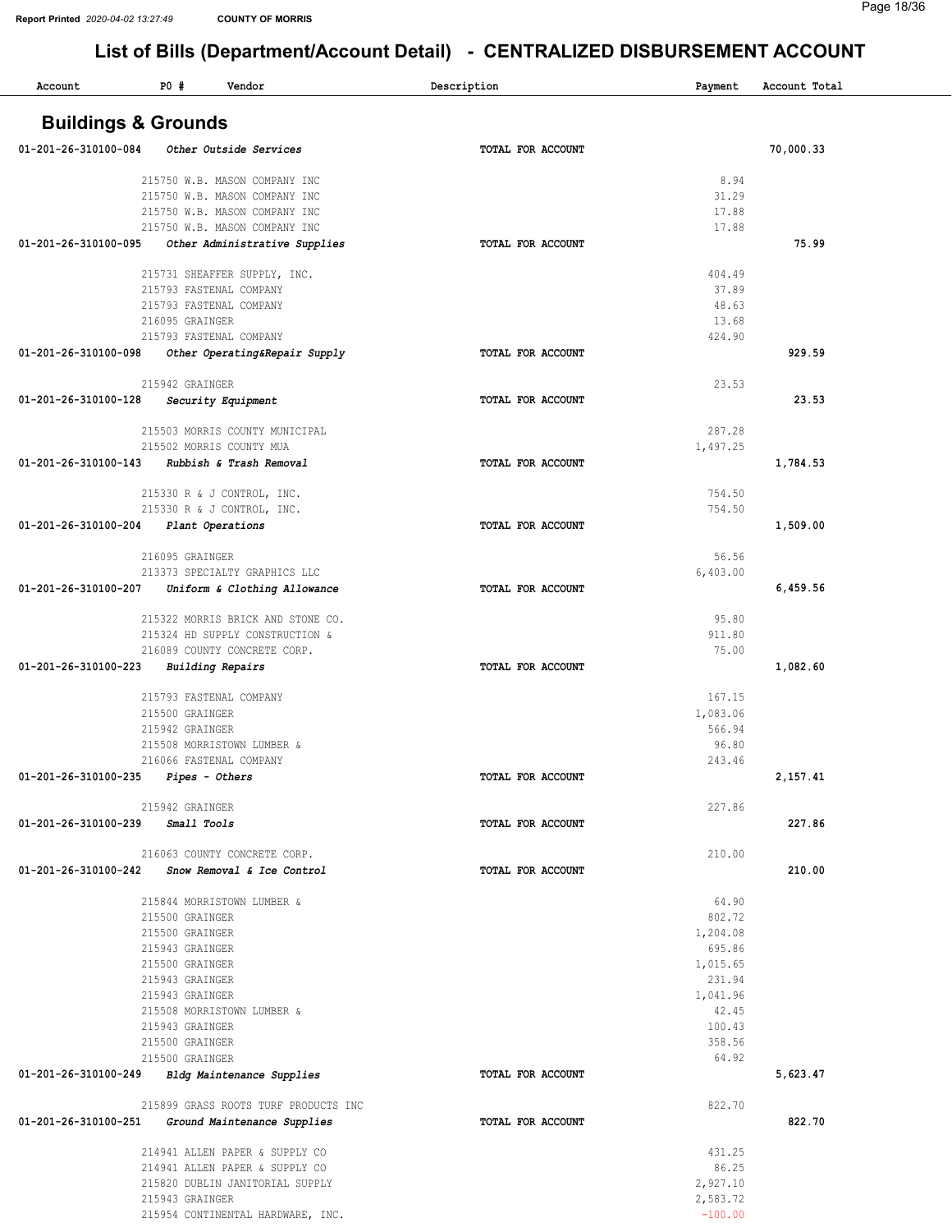## List of Bills (Department/Account Detail) - CENTRALIZED DISBURSEMENT ACCOUNT

| Account | PO # Vendor | Description | Payment | Account Total |
|---|---|---|---|---|

### Buildings & Grounds

| Account | PO # Vendor | Description | Payment | Account Total |
|---|---|---|---|---|
| 01-201-26-310100-084 *Other Outside Services* | | TOTAL FOR ACCOUNT | | 70,000.33 |
| | 215750 W.B. MASON COMPANY INC | | 8.94 | |
| | 215750 W.B. MASON COMPANY INC | | 31.29 | |
| | 215750 W.B. MASON COMPANY INC | | 17.88 | |
| | 215750 W.B. MASON COMPANY INC | | 17.88 | |
| 01-201-26-310100-095 *Other Administrative Supplies* | | TOTAL FOR ACCOUNT | | 75.99 |
| | 215731 SHEAFFER SUPPLY, INC. | | 404.49 | |
| | 215793 FASTENAL COMPANY | | 37.89 | |
| | 215793 FASTENAL COMPANY | | 48.63 | |
| | 216095 GRAINGER | | 13.68 | |
| | 215793 FASTENAL COMPANY | | 424.90 | |
| 01-201-26-310100-098 *Other Operating&Repair Supply* | | TOTAL FOR ACCOUNT | | 929.59 |
| | 215942 GRAINGER | | 23.53 | |
| 01-201-26-310100-128 *Security Equipment* | | TOTAL FOR ACCOUNT | | 23.53 |
| | 215503 MORRIS COUNTY MUNICIPAL | | 287.28 | |
| | 215502 MORRIS COUNTY MUA | | 1,497.25 | |
| 01-201-26-310100-143 *Rubbish & Trash Removal* | | TOTAL FOR ACCOUNT | | 1,784.53 |
| | 215330 R & J CONTROL, INC. | | 754.50 | |
| | 215330 R & J CONTROL, INC. | | 754.50 | |
| 01-201-26-310100-204 *Plant Operations* | | TOTAL FOR ACCOUNT | | 1,509.00 |
| | 216095 GRAINGER | | 56.56 | |
| | 213373 SPECIALTY GRAPHICS LLC | | 6,403.00 | |
| 01-201-26-310100-207 *Uniform & Clothing Allowance* | | TOTAL FOR ACCOUNT | | 6,459.56 |
| | 215322 MORRIS BRICK AND STONE CO. | | 95.80 | |
| | 215324 HD SUPPLY CONSTRUCTION & | | 911.80 | |
| | 216089 COUNTY CONCRETE CORP. | | 75.00 | |
| 01-201-26-310100-223 *Building Repairs* | | TOTAL FOR ACCOUNT | | 1,082.60 |
| | 215793 FASTENAL COMPANY | | 167.15 | |
| | 215500 GRAINGER | | 1,083.06 | |
| | 215942 GRAINGER | | 566.94 | |
| | 215508 MORRISTOWN LUMBER & | | 96.80 | |
| | 216066 FASTENAL COMPANY | | 243.46 | |
| 01-201-26-310100-235 *Pipes - Others* | | TOTAL FOR ACCOUNT | | 2,157.41 |
| | 215942 GRAINGER | | 227.86 | |
| 01-201-26-310100-239 *Small Tools* | | TOTAL FOR ACCOUNT | | 227.86 |
| | 216063 COUNTY CONCRETE CORP. | | 210.00 | |
| 01-201-26-310100-242 *Snow Removal & Ice Control* | | TOTAL FOR ACCOUNT | | 210.00 |
| | 215844 MORRISTOWN LUMBER & | | 64.90 | |
| | 215500 GRAINGER | | 802.72 | |
| | 215500 GRAINGER | | 1,204.08 | |
| | 215943 GRAINGER | | 695.86 | |
| | 215500 GRAINGER | | 1,015.65 | |
| | 215943 GRAINGER | | 231.94 | |
| | 215943 GRAINGER | | 1,041.96 | |
| | 215508 MORRISTOWN LUMBER & | | 42.45 | |
| | 215943 GRAINGER | | 100.43 | |
| | 215500 GRAINGER | | 358.56 | |
| | 215500 GRAINGER | | 64.92 | |
| 01-201-26-310100-249 *Bldg Maintenance Supplies* | | TOTAL FOR ACCOUNT | | 5,623.47 |
| | 215899 GRASS ROOTS TURF PRODUCTS INC | | 822.70 | |
| 01-201-26-310100-251 *Ground Maintenance Supplies* | | TOTAL FOR ACCOUNT | | 822.70 |
| | 214941 ALLEN PAPER & SUPPLY CO | | 431.25 | |
| | 214941 ALLEN PAPER & SUPPLY CO | | 86.25 | |
| | 215820 DUBLIN JANITORIAL SUPPLY | | 2,927.10 | |
| | 215943 GRAINGER | | 2,583.72 | |
| | 215954 CONTINENTAL HARDWARE, INC. | | -100.00 | |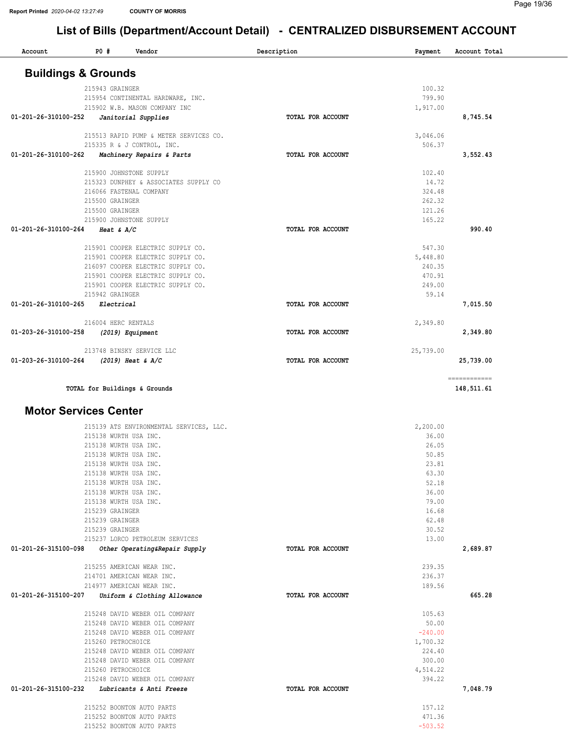## List of Bills (Department/Account Detail) - CENTRALIZED DISBURSEMENT ACCOUNT

| Account | PO # Vendor | Description | Payment | Account Total |
|---|---|---|---|---|

### Buildings & Grounds

| Account | PO # Vendor | Description | Payment | Account Total |
|---|---|---|---|---|
| | 215943 GRAINGER | | 100.32 | |
| | 215954 CONTINENTAL HARDWARE, INC. | | 799.90 | |
| | 215902 W.B. MASON COMPANY INC | | 1,917.00 | |
| 01-201-26-310100-252 | *Janitorial Supplies* | TOTAL FOR ACCOUNT | | 8,745.54 |
| | 215513 RAPID PUMP & METER SERVICES CO. | | 3,046.06 | |
| | 215335 R & J CONTROL, INC. | | 506.37 | |
| 01-201-26-310100-262 | *Machinery Repairs & Parts* | TOTAL FOR ACCOUNT | | 3,552.43 |
| | 215900 JOHNSTONE SUPPLY | | 102.40 | |
| | 215323 DUNPHEY & ASSOCIATES SUPPLY CO | | 14.72 | |
| | 216066 FASTENAL COMPANY | | 324.48 | |
| | 215500 GRAINGER | | 262.32 | |
| | 215500 GRAINGER | | 121.26 | |
| | 215900 JOHNSTONE SUPPLY | | 165.22 | |
| 01-201-26-310100-264 | *Heat & A/C* | TOTAL FOR ACCOUNT | | 990.40 |
| | 215901 COOPER ELECTRIC SUPPLY CO. | | 547.30 | |
| | 215901 COOPER ELECTRIC SUPPLY CO. | | 5,448.80 | |
| | 216097 COOPER ELECTRIC SUPPLY CO. | | 240.35 | |
| | 215901 COOPER ELECTRIC SUPPLY CO. | | 470.91 | |
| | 215901 COOPER ELECTRIC SUPPLY CO. | | 249.00 | |
| | 215942 GRAINGER | | 59.14 | |
| 01-201-26-310100-265 | *Electrical* | TOTAL FOR ACCOUNT | | 7,015.50 |
| | 216004 HERC RENTALS | | 2,349.80 | |
| 01-203-26-310100-258 | *(2019) Equipment* | TOTAL FOR ACCOUNT | | 2,349.80 |
| | 213748 BINSKY SERVICE LLC | | 25,739.00 | |
| 01-203-26-310100-264 | *(2019) Heat & A/C* | TOTAL FOR ACCOUNT | | 25,739.00 |
| | TOTAL for Buildings & Grounds | | | 148,511.61 |

### Motor Services Center

| Account | PO # Vendor | Description | Payment | Account Total |
|---|---|---|---|---|
| | 215139 ATS ENVIRONMENTAL SERVICES, LLC. | | 2,200.00 | |
| | 215138 WURTH USA INC. | | 36.00 | |
| | 215138 WURTH USA INC. | | 26.05 | |
| | 215138 WURTH USA INC. | | 50.85 | |
| | 215138 WURTH USA INC. | | 23.81 | |
| | 215138 WURTH USA INC. | | 63.30 | |
| | 215138 WURTH USA INC. | | 52.18 | |
| | 215138 WURTH USA INC. | | 36.00 | |
| | 215138 WURTH USA INC. | | 79.00 | |
| | 215239 GRAINGER | | 16.68 | |
| | 215239 GRAINGER | | 62.48 | |
| | 215239 GRAINGER | | 30.52 | |
| | 215237 LORCO PETROLEUM SERVICES | | 13.00 | |
| 01-201-26-315100-098 | *Other Operating&Repair Supply* | TOTAL FOR ACCOUNT | | 2,689.87 |
| | 215255 AMERICAN WEAR INC. | | 239.35 | |
| | 214701 AMERICAN WEAR INC. | | 236.37 | |
| | 214977 AMERICAN WEAR INC. | | 189.56 | |
| 01-201-26-315100-207 | *Uniform & Clothing Allowance* | TOTAL FOR ACCOUNT | | 665.28 |
| | 215248 DAVID WEBER OIL COMPANY | | 105.63 | |
| | 215248 DAVID WEBER OIL COMPANY | | 50.00 | |
| | 215248 DAVID WEBER OIL COMPANY | | -240.00 | |
| | 215260 PETROCHOICE | | 1,700.32 | |
| | 215248 DAVID WEBER OIL COMPANY | | 224.40 | |
| | 215248 DAVID WEBER OIL COMPANY | | 300.00 | |
| | 215260 PETROCHOICE | | 4,514.22 | |
| | 215248 DAVID WEBER OIL COMPANY | | 394.22 | |
| 01-201-26-315100-232 | *Lubricants & Anti Freeze* | TOTAL FOR ACCOUNT | | 7,048.79 |
| | 215252 BOONTON AUTO PARTS | | 157.12 | |
| | 215252 BOONTON AUTO PARTS | | 471.36 | |
| | 215252 BOONTON AUTO PARTS | | -503.52 | |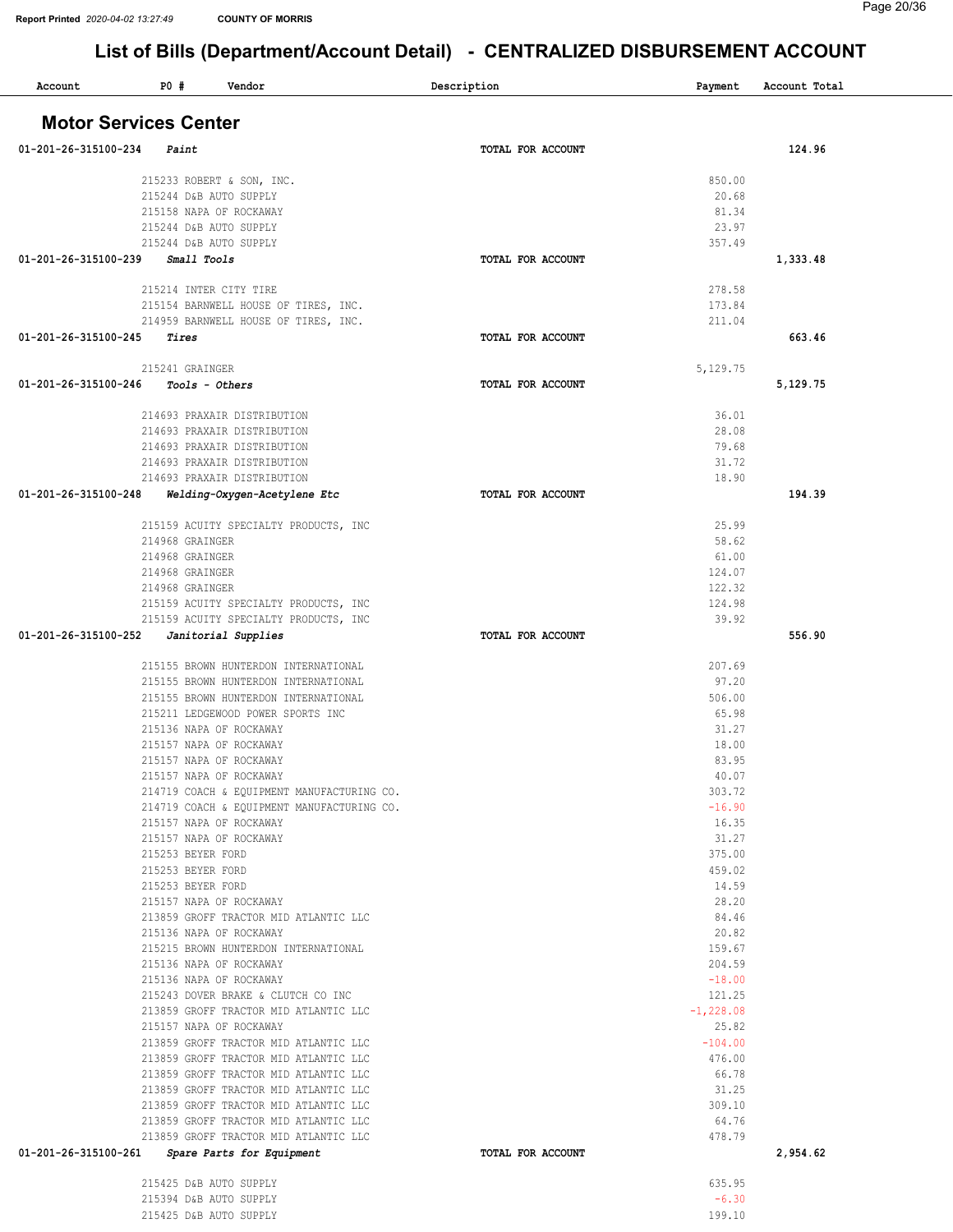# List of Bills (Department/Account Detail) - CENTRALIZED DISBURSEMENT ACCOUNT

## Motor Services Center

| Account | PO # | Vendor | Description | Payment | Account Total |
|---|---|---|---|---|---|
| 01-201-26-315100-234 | | *Paint* | TOTAL FOR ACCOUNT | | 124.96 |
| | 215233 | ROBERT & SON, INC. | | 850.00 | |
| | 215244 | D&B AUTO SUPPLY | | 20.68 | |
| | 215158 | NAPA OF ROCKAWAY | | 81.34 | |
| | 215244 | D&B AUTO SUPPLY | | 23.97 | |
| | 215244 | D&B AUTO SUPPLY | | 357.49 | |
| 01-201-26-315100-239 | | *Small Tools* | TOTAL FOR ACCOUNT | | 1,333.48 |
| | 215214 | INTER CITY TIRE | | 278.58 | |
| | 215154 | BARNWELL HOUSE OF TIRES, INC. | | 173.84 | |
| | 214959 | BARNWELL HOUSE OF TIRES, INC. | | 211.04 | |
| 01-201-26-315100-245 | | *Tires* | TOTAL FOR ACCOUNT | | 663.46 |
| | 215241 | GRAINGER | | 5,129.75 | |
| 01-201-26-315100-246 | | *Tools - Others* | TOTAL FOR ACCOUNT | | 5,129.75 |
| | 214693 | PRAXAIR DISTRIBUTION | | 36.01 | |
| | 214693 | PRAXAIR DISTRIBUTION | | 28.08 | |
| | 214693 | PRAXAIR DISTRIBUTION | | 79.68 | |
| | 214693 | PRAXAIR DISTRIBUTION | | 31.72 | |
| | 214693 | PRAXAIR DISTRIBUTION | | 18.90 | |
| 01-201-26-315100-248 | | *Welding-Oxygen-Acetylene Etc* | TOTAL FOR ACCOUNT | | 194.39 |
| | 215159 | ACUITY SPECIALTY PRODUCTS, INC | | 25.99 | |
| | 214968 | GRAINGER | | 58.62 | |
| | 214968 | GRAINGER | | 61.00 | |
| | 214968 | GRAINGER | | 124.07 | |
| | 214968 | GRAINGER | | 122.32 | |
| | 215159 | ACUITY SPECIALTY PRODUCTS, INC | | 124.98 | |
| | 215159 | ACUITY SPECIALTY PRODUCTS, INC | | 39.92 | |
| 01-201-26-315100-252 | | *Janitorial Supplies* | TOTAL FOR ACCOUNT | | 556.90 |
| | 215155 | BROWN HUNTERDON INTERNATIONAL | | 207.69 | |
| | 215155 | BROWN HUNTERDON INTERNATIONAL | | 97.20 | |
| | 215155 | BROWN HUNTERDON INTERNATIONAL | | 506.00 | |
| | 215211 | LEDGEWOOD POWER SPORTS INC | | 65.98 | |
| | 215136 | NAPA OF ROCKAWAY | | 31.27 | |
| | 215157 | NAPA OF ROCKAWAY | | 18.00 | |
| | 215157 | NAPA OF ROCKAWAY | | 83.95 | |
| | 215157 | NAPA OF ROCKAWAY | | 40.07 | |
| | 214719 | COACH & EQUIPMENT MANUFACTURING CO. | | 303.72 | |
| | 214719 | COACH & EQUIPMENT MANUFACTURING CO. | | -16.90 | |
| | 215157 | NAPA OF ROCKAWAY | | 16.35 | |
| | 215157 | NAPA OF ROCKAWAY | | 31.27 | |
| | 215253 | BEYER FORD | | 375.00 | |
| | 215253 | BEYER FORD | | 459.02 | |
| | 215253 | BEYER FORD | | 14.59 | |
| | 215157 | NAPA OF ROCKAWAY | | 28.20 | |
| | 213859 | GROFF TRACTOR MID ATLANTIC LLC | | 84.46 | |
| | 215136 | NAPA OF ROCKAWAY | | 20.82 | |
| | 215215 | BROWN HUNTERDON INTERNATIONAL | | 159.67 | |
| | 215136 | NAPA OF ROCKAWAY | | 204.59 | |
| | 215136 | NAPA OF ROCKAWAY | | -18.00 | |
| | 215243 | DOVER BRAKE & CLUTCH CO INC | | 121.25 | |
| | 213859 | GROFF TRACTOR MID ATLANTIC LLC | | -1,228.08 | |
| | 215157 | NAPA OF ROCKAWAY | | 25.82 | |
| | 213859 | GROFF TRACTOR MID ATLANTIC LLC | | -104.00 | |
| | 213859 | GROFF TRACTOR MID ATLANTIC LLC | | 476.00 | |
| | 213859 | GROFF TRACTOR MID ATLANTIC LLC | | 66.78 | |
| | 213859 | GROFF TRACTOR MID ATLANTIC LLC | | 31.25 | |
| | 213859 | GROFF TRACTOR MID ATLANTIC LLC | | 309.10 | |
| | 213859 | GROFF TRACTOR MID ATLANTIC LLC | | 64.76 | |
| | 213859 | GROFF TRACTOR MID ATLANTIC LLC | | 478.79 | |
| 01-201-26-315100-261 | | *Spare Parts for Equipment* | TOTAL FOR ACCOUNT | | 2,954.62 |
| | 215425 | D&B AUTO SUPPLY | | 635.95 | |
| | 215394 | D&B AUTO SUPPLY | | -6.30 | |
| | 215425 | D&B AUTO SUPPLY | | 199.10 | |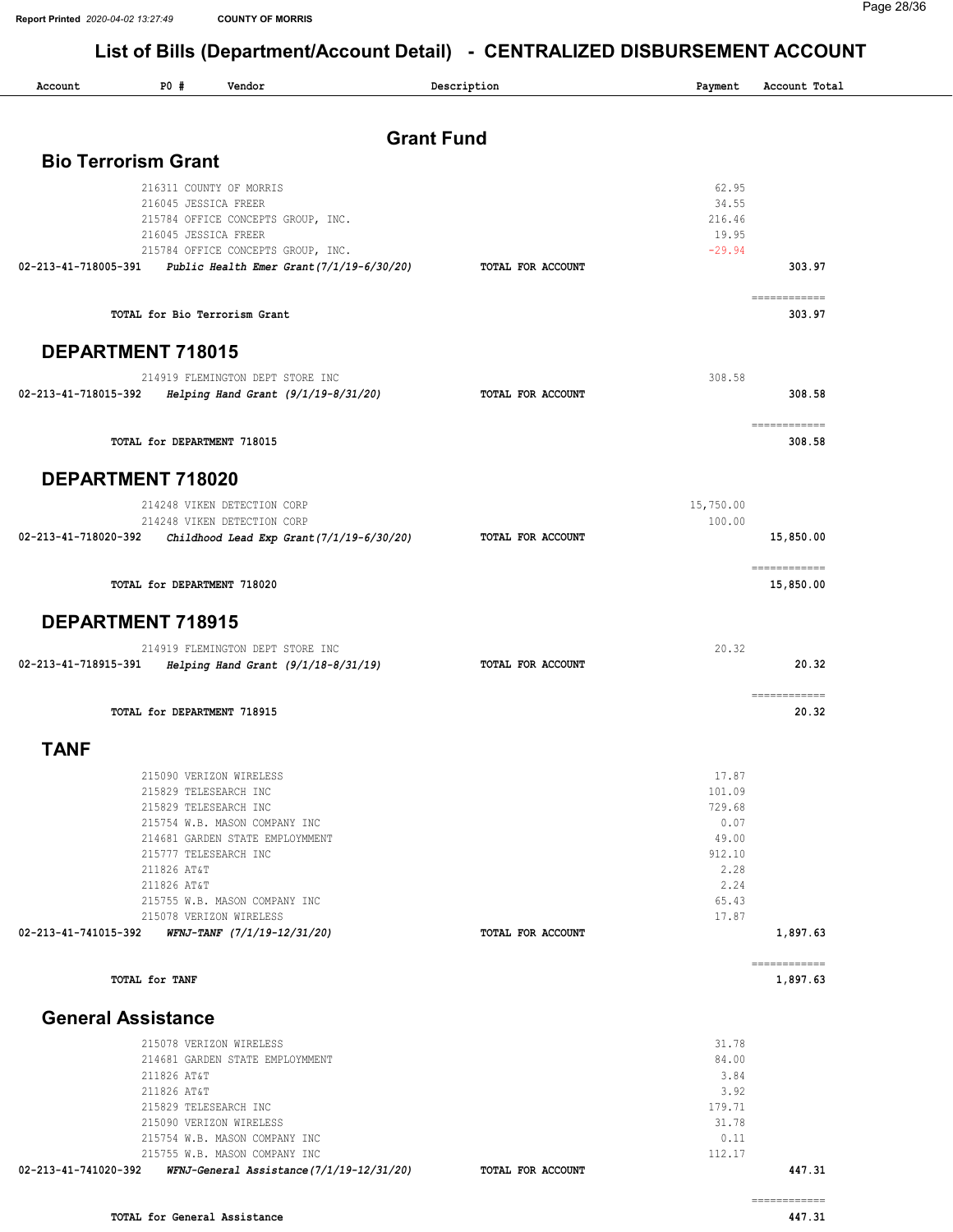# List of Bills (Department/Account Detail) - CENTRALIZED DISBURSEMENT ACCOUNT

| Account | PO # | Vendor | Description | Payment | Account Total |
|---|---|---|---|---|---|

## Grant Fund

### Bio Terrorism Grant

| Account | PO # | Vendor | Description | Payment | Account Total |
|---|---|---|---|---|---|
| | 216311 | COUNTY OF MORRIS | | 62.95 | |
| | 216045 | JESSICA FREER | | 34.55 | |
| | 215784 | OFFICE CONCEPTS GROUP, INC. | | 216.46 | |
| | 216045 | JESSICA FREER | | 19.95 | |
| | 215784 | OFFICE CONCEPTS GROUP, INC. | | -29.94 | |
| 02-213-41-718005-391 | | *Public Health Emer Grant(7/1/19-6/30/20)* | TOTAL FOR ACCOUNT | | 303.97 |

TOTAL for Bio Terrorism Grant: 303.97

### DEPARTMENT 718015

| Account | PO # | Vendor | Description | Payment | Account Total |
|---|---|---|---|---|---|
| | 214919 | FLEMINGTON DEPT STORE INC | | 308.58 | |
| 02-213-41-718015-392 | | *Helping Hand Grant (9/1/19-8/31/20)* | TOTAL FOR ACCOUNT | | 308.58 |

TOTAL for DEPARTMENT 718015: 308.58

### DEPARTMENT 718020

| Account | PO # | Vendor | Description | Payment | Account Total |
|---|---|---|---|---|---|
| | 214248 | VIKEN DETECTION CORP | | 15,750.00 | |
| | 214248 | VIKEN DETECTION CORP | | 100.00 | |
| 02-213-41-718020-392 | | *Childhood Lead Exp Grant(7/1/19-6/30/20)* | TOTAL FOR ACCOUNT | | 15,850.00 |

TOTAL for DEPARTMENT 718020: 15,850.00

### DEPARTMENT 718915

| Account | PO # | Vendor | Description | Payment | Account Total |
|---|---|---|---|---|---|
| | 214919 | FLEMINGTON DEPT STORE INC | | 20.32 | |
| 02-213-41-718915-391 | | *Helping Hand Grant (9/1/18-8/31/19)* | TOTAL FOR ACCOUNT | | 20.32 |

TOTAL for DEPARTMENT 718915: 20.32

### TANF

| Account | PO # | Vendor | Description | Payment | Account Total |
|---|---|---|---|---|---|
| | 215090 | VERIZON WIRELESS | | 17.87 | |
| | 215829 | TELESEARCH INC | | 101.09 | |
| | 215829 | TELESEARCH INC | | 729.68 | |
| | 215754 | W.B. MASON COMPANY INC | | 0.07 | |
| | 214681 | GARDEN STATE EMPLOYMMENT | | 49.00 | |
| | 215777 | TELESEARCH INC | | 912.10 | |
| | 211826 | AT&T | | 2.28 | |
| | 211826 | AT&T | | 2.24 | |
| | 215755 | W.B. MASON COMPANY INC | | 65.43 | |
| | 215078 | VERIZON WIRELESS | | 17.87 | |
| 02-213-41-741015-392 | | *WFNJ-TANF (7/1/19-12/31/20)* | TOTAL FOR ACCOUNT | | 1,897.63 |

TOTAL for TANF: 1,897.63

### General Assistance

| Account | PO # | Vendor | Description | Payment | Account Total |
|---|---|---|---|---|---|
| | 215078 | VERIZON WIRELESS | | 31.78 | |
| | 214681 | GARDEN STATE EMPLOYMMENT | | 84.00 | |
| | 211826 | AT&T | | 3.84 | |
| | 211826 | AT&T | | 3.92 | |
| | 215829 | TELESEARCH INC | | 179.71 | |
| | 215090 | VERIZON WIRELESS | | 31.78 | |
| | 215754 | W.B. MASON COMPANY INC | | 0.11 | |
| | 215755 | W.B. MASON COMPANY INC | | 112.17 | |
| 02-213-41-741020-392 | | *WFNJ-General Assistance(7/1/19-12/31/20)* | TOTAL FOR ACCOUNT | | 447.31 |

TOTAL for General Assistance: 447.31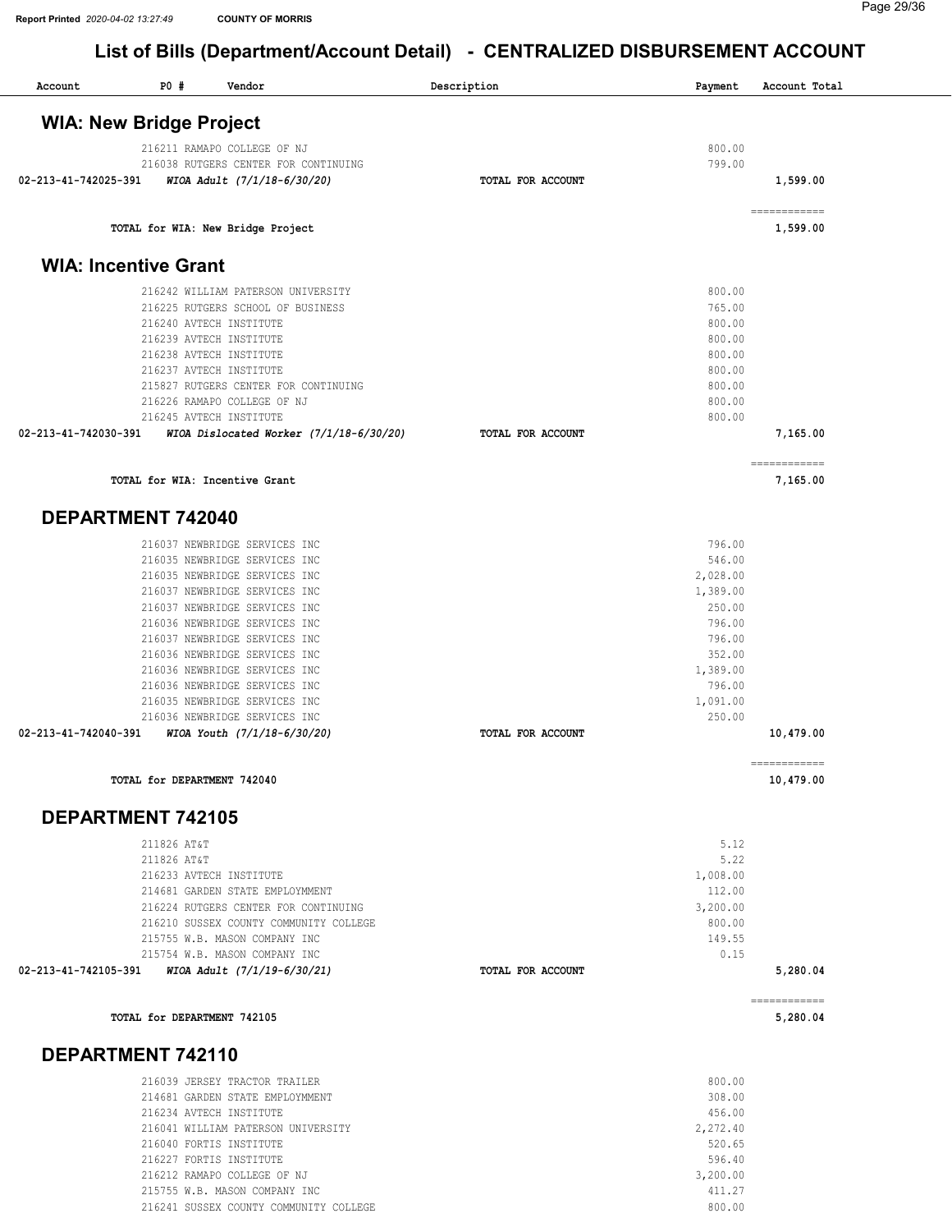# List of Bills (Department/Account Detail) - CENTRALIZED DISBURSEMENT ACCOUNT

| Account | PO # | Vendor | Description | Payment | Account Total |
|---|---|---|---|---|---|

## WIA: New Bridge Project

| Account | PO # | Vendor | Description | Payment | Account Total |
|---|---|---|---|---|---|
| | 216211 | RAMAPO COLLEGE OF NJ | | 800.00 | |
| | 216038 | RUTGERS CENTER FOR CONTINUING | | 799.00 | |
| 02-213-41-742025-391 | | *WIOA Adult (7/1/18-6/30/20)* | **TOTAL FOR ACCOUNT** | | **1,599.00** |
| | | | | | ============ |
| | | **TOTAL for WIA: New Bridge Project** | | | **1,599.00** |

## WIA: Incentive Grant

| Account | PO # | Vendor | Description | Payment | Account Total |
|---|---|---|---|---|---|
| | 216242 | WILLIAM PATERSON UNIVERSITY | | 800.00 | |
| | 216225 | RUTGERS SCHOOL OF BUSINESS | | 765.00 | |
| | 216240 | AVTECH INSTITUTE | | 800.00 | |
| | 216239 | AVTECH INSTITUTE | | 800.00 | |
| | 216238 | AVTECH INSTITUTE | | 800.00 | |
| | 216237 | AVTECH INSTITUTE | | 800.00 | |
| | 215827 | RUTGERS CENTER FOR CONTINUING | | 800.00 | |
| | 216226 | RAMAPO COLLEGE OF NJ | | 800.00 | |
| | 216245 | AVTECH INSTITUTE | | 800.00 | |
| 02-213-41-742030-391 | | *WIOA Dislocated Worker (7/1/18-6/30/20)* | **TOTAL FOR ACCOUNT** | | **7,165.00** |
| | | | | | ============ |
| | | **TOTAL for WIA: Incentive Grant** | | | **7,165.00** |

## DEPARTMENT 742040

| Account | PO # | Vendor | Description | Payment | Account Total |
|---|---|---|---|---|---|
| | 216037 | NEWBRIDGE SERVICES INC | | 796.00 | |
| | 216035 | NEWBRIDGE SERVICES INC | | 546.00 | |
| | 216035 | NEWBRIDGE SERVICES INC | | 2,028.00 | |
| | 216037 | NEWBRIDGE SERVICES INC | | 1,389.00 | |
| | 216037 | NEWBRIDGE SERVICES INC | | 250.00 | |
| | 216036 | NEWBRIDGE SERVICES INC | | 796.00 | |
| | 216037 | NEWBRIDGE SERVICES INC | | 796.00 | |
| | 216036 | NEWBRIDGE SERVICES INC | | 352.00 | |
| | 216036 | NEWBRIDGE SERVICES INC | | 1,389.00 | |
| | 216036 | NEWBRIDGE SERVICES INC | | 796.00 | |
| | 216035 | NEWBRIDGE SERVICES INC | | 1,091.00 | |
| | 216036 | NEWBRIDGE SERVICES INC | | 250.00 | |
| 02-213-41-742040-391 | | *WIOA Youth (7/1/18-6/30/20)* | **TOTAL FOR ACCOUNT** | | **10,479.00** |
| | | | | | ============ |
| | | **TOTAL for DEPARTMENT 742040** | | | **10,479.00** |

## DEPARTMENT 742105

| Account | PO # | Vendor | Description | Payment | Account Total |
|---|---|---|---|---|---|
| | 211826 | AT&T | | 5.12 | |
| | 211826 | AT&T | | 5.22 | |
| | 216233 | AVTECH INSTITUTE | | 1,008.00 | |
| | 214681 | GARDEN STATE EMPLOYMMENT | | 112.00 | |
| | 216224 | RUTGERS CENTER FOR CONTINUING | | 3,200.00 | |
| | 216210 | SUSSEX COUNTY COMMUNITY COLLEGE | | 800.00 | |
| | 215755 | W.B. MASON COMPANY INC | | 149.55 | |
| | 215754 | W.B. MASON COMPANY INC | | 0.15 | |
| 02-213-41-742105-391 | | *WIOA Adult (7/1/19-6/30/21)* | **TOTAL FOR ACCOUNT** | | **5,280.04** |
| | | | | | ============ |
| | | **TOTAL for DEPARTMENT 742105** | | | **5,280.04** |

## DEPARTMENT 742110

| Account | PO # | Vendor | Description | Payment | Account Total |
|---|---|---|---|---|---|
| | 216039 | JERSEY TRACTOR TRAILER | | 800.00 | |
| | 214681 | GARDEN STATE EMPLOYMMENT | | 308.00 | |
| | 216234 | AVTECH INSTITUTE | | 456.00 | |
| | 216041 | WILLIAM PATERSON UNIVERSITY | | 2,272.40 | |
| | 216040 | FORTIS INSTITUTE | | 520.65 | |
| | 216227 | FORTIS INSTITUTE | | 596.40 | |
| | 216212 | RAMAPO COLLEGE OF NJ | | 3,200.00 | |
| | 215755 | W.B. MASON COMPANY INC | | 411.27 | |
| | 216241 | SUSSEX COUNTY COMMUNITY COLLEGE | | 800.00 | |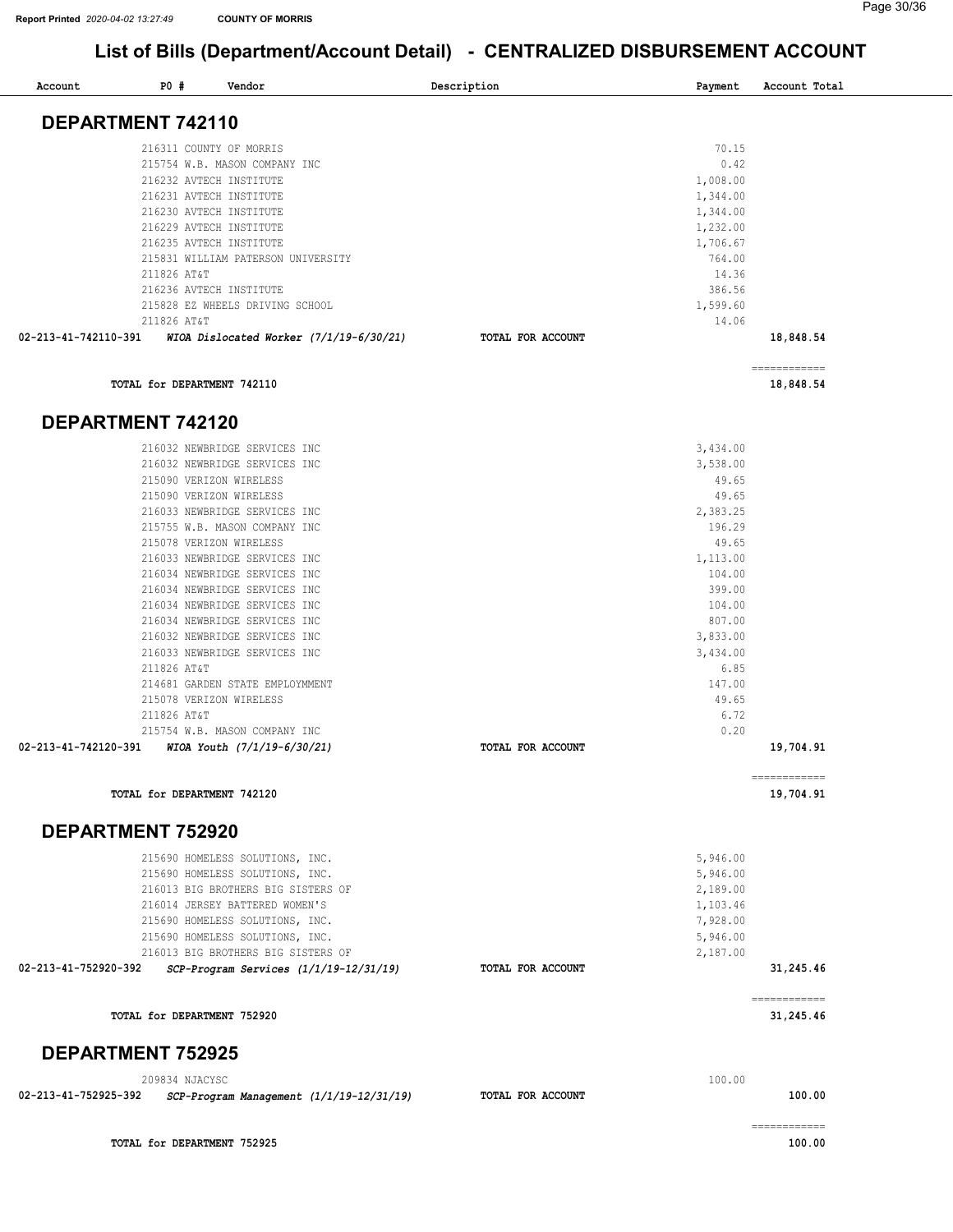# List of Bills (Department/Account Detail) - CENTRALIZED DISBURSEMENT ACCOUNT

| Account | PO # | Vendor | Description | Payment | Account Total |
|---|---|---|---|---|---|

## DEPARTMENT 742110

| Account | PO # | Vendor | Description | Payment | Account Total |
|---|---|---|---|---|---|
| | 216311 | COUNTY OF MORRIS | | 70.15 | |
| | 215754 | W.B. MASON COMPANY INC | | 0.42 | |
| | 216232 | AVTECH INSTITUTE | | 1,008.00 | |
| | 216231 | AVTECH INSTITUTE | | 1,344.00 | |
| | 216230 | AVTECH INSTITUTE | | 1,344.00 | |
| | 216229 | AVTECH INSTITUTE | | 1,232.00 | |
| | 216235 | AVTECH INSTITUTE | | 1,706.67 | |
| | 215831 | WILLIAM PATERSON UNIVERSITY | | 764.00 | |
| | 211826 | AT&T | | 14.36 | |
| | 216236 | AVTECH INSTITUTE | | 386.56 | |
| | 215828 | EZ WHEELS DRIVING SCHOOL | | 1,599.60 | |
| | 211826 | AT&T | | 14.06 | |
| 02-213-41-742110-391 | | *WIOA Dislocated Worker (7/1/19-6/30/21)* | TOTAL FOR ACCOUNT | | 18,848.54 |
| | | | | | ============ |
| | | TOTAL for DEPARTMENT 742110 | | | 18,848.54 |

## DEPARTMENT 742120

| Account | PO # | Vendor | Description | Payment | Account Total |
|---|---|---|---|---|---|
| | 216032 | NEWBRIDGE SERVICES INC | | 3,434.00 | |
| | 216032 | NEWBRIDGE SERVICES INC | | 3,538.00 | |
| | 215090 | VERIZON WIRELESS | | 49.65 | |
| | 215090 | VERIZON WIRELESS | | 49.65 | |
| | 216033 | NEWBRIDGE SERVICES INC | | 2,383.25 | |
| | 215755 | W.B. MASON COMPANY INC | | 196.29 | |
| | 215078 | VERIZON WIRELESS | | 49.65 | |
| | 216033 | NEWBRIDGE SERVICES INC | | 1,113.00 | |
| | 216034 | NEWBRIDGE SERVICES INC | | 104.00 | |
| | 216034 | NEWBRIDGE SERVICES INC | | 399.00 | |
| | 216034 | NEWBRIDGE SERVICES INC | | 104.00 | |
| | 216034 | NEWBRIDGE SERVICES INC | | 807.00 | |
| | 216032 | NEWBRIDGE SERVICES INC | | 3,833.00 | |
| | 216033 | NEWBRIDGE SERVICES INC | | 3,434.00 | |
| | 211826 | AT&T | | 6.85 | |
| | 214681 | GARDEN STATE EMPLOYMMENT | | 147.00 | |
| | 215078 | VERIZON WIRELESS | | 49.65 | |
| | 211826 | AT&T | | 6.72 | |
| | 215754 | W.B. MASON COMPANY INC | | 0.20 | |
| 02-213-41-742120-391 | | *WIOA Youth (7/1/19-6/30/21)* | TOTAL FOR ACCOUNT | | 19,704.91 |
| | | | | | ============ |
| | | TOTAL for DEPARTMENT 742120 | | | 19,704.91 |

## DEPARTMENT 752920

| Account | PO # | Vendor | Description | Payment | Account Total |
|---|---|---|---|---|---|
| | 215690 | HOMELESS SOLUTIONS, INC. | | 5,946.00 | |
| | 215690 | HOMELESS SOLUTIONS, INC. | | 5,946.00 | |
| | 216013 | BIG BROTHERS BIG SISTERS OF | | 2,189.00 | |
| | 216014 | JERSEY BATTERED WOMEN'S | | 1,103.46 | |
| | 215690 | HOMELESS SOLUTIONS, INC. | | 7,928.00 | |
| | 215690 | HOMELESS SOLUTIONS, INC. | | 5,946.00 | |
| | 216013 | BIG BROTHERS BIG SISTERS OF | | 2,187.00 | |
| 02-213-41-752920-392 | | *SCP-Program Services (1/1/19-12/31/19)* | TOTAL FOR ACCOUNT | | 31,245.46 |
| | | | | | ============ |
| | | TOTAL for DEPARTMENT 752920 | | | 31,245.46 |

## DEPARTMENT 752925

| Account | PO # | Vendor | Description | Payment | Account Total |
|---|---|---|---|---|---|
| | 209834 | NJACYSC | | 100.00 | |
| 02-213-41-752925-392 | | *SCP-Program Management (1/1/19-12/31/19)* | TOTAL FOR ACCOUNT | | 100.00 |
| | | | | | ============ |
| | | TOTAL for DEPARTMENT 752925 | | | 100.00 |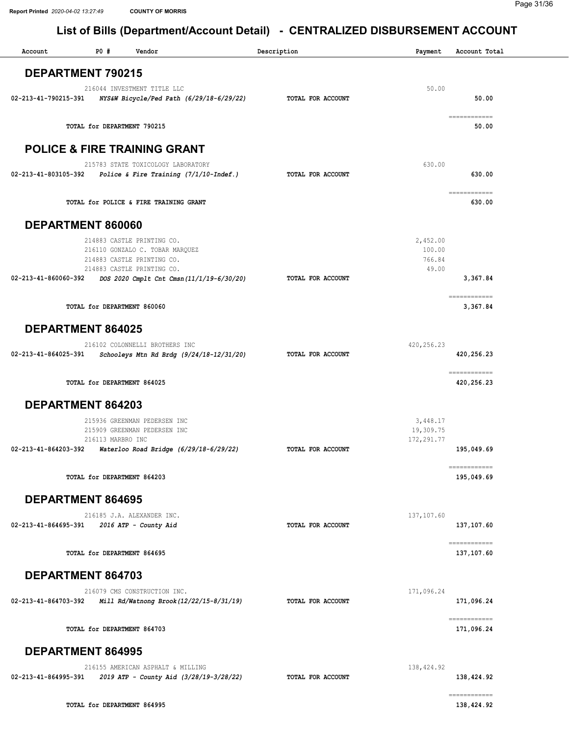# List of Bills (Department/Account Detail) - CENTRALIZED DISBURSEMENT ACCOUNT

| Account | PO # | Vendor | Description | Payment | Account Total |
|---|---|---|---|---|---|

## DEPARTMENT 790215

| Account | PO # | Vendor | Description | Payment | Account Total |
|---|---|---|---|---|---|
| | 216044 | INVESTMENT TITLE LLC | | 50.00 | |
| 02-213-41-790215-391 | | *NYS&W Bicycle/Ped Path (6/29/18-6/29/22)* | TOTAL FOR ACCOUNT | | 50.00 |
| | | TOTAL for DEPARTMENT 790215 | | | 50.00 |

## POLICE & FIRE TRAINING GRANT

| Account | PO # | Vendor | Description | Payment | Account Total |
|---|---|---|---|---|---|
| | 215783 | STATE TOXICOLOGY LABORATORY | | 630.00 | |
| 02-213-41-803105-392 | | *Police & Fire Training (7/1/10-Indef.)* | TOTAL FOR ACCOUNT | | 630.00 |
| | | TOTAL for POLICE & FIRE TRAINING GRANT | | | 630.00 |

## DEPARTMENT 860060

| Account | PO # | Vendor | Description | Payment | Account Total |
|---|---|---|---|---|---|
| | 214883 | CASTLE PRINTING CO. | | 2,452.00 | |
| | 216110 | GONZALO C. TOBAR MARQUEZ | | 100.00 | |
| | 214883 | CASTLE PRINTING CO. | | 766.84 | |
| | 214883 | CASTLE PRINTING CO. | | 49.00 | |
| 02-213-41-860060-392 | | *DOS 2020 Cmplt Cnt Cmsn(11/1/19-6/30/20)* | TOTAL FOR ACCOUNT | | 3,367.84 |
| | | TOTAL for DEPARTMENT 860060 | | | 3,367.84 |

## DEPARTMENT 864025

| Account | PO # | Vendor | Description | Payment | Account Total |
|---|---|---|---|---|---|
| | 216102 | COLONNELLI BROTHERS INC | | 420,256.23 | |
| 02-213-41-864025-391 | | *Schooleys Mtn Rd Brdg (9/24/18-12/31/20)* | TOTAL FOR ACCOUNT | | 420,256.23 |
| | | TOTAL for DEPARTMENT 864025 | | | 420,256.23 |

## DEPARTMENT 864203

| Account | PO # | Vendor | Description | Payment | Account Total |
|---|---|---|---|---|---|
| | 215936 | GREENMAN PEDERSEN INC | | 3,448.17 | |
| | 215909 | GREENMAN PEDERSEN INC | | 19,309.75 | |
| | 216113 | MARBRO INC | | 172,291.77 | |
| 02-213-41-864203-392 | | *Waterloo Road Bridge (6/29/18-6/29/22)* | TOTAL FOR ACCOUNT | | 195,049.69 |
| | | TOTAL for DEPARTMENT 864203 | | | 195,049.69 |

## DEPARTMENT 864695

| Account | PO # | Vendor | Description | Payment | Account Total |
|---|---|---|---|---|---|
| | 216185 | J.A. ALEXANDER INC. | | 137,107.60 | |
| 02-213-41-864695-391 | | *2016 ATP - County Aid* | TOTAL FOR ACCOUNT | | 137,107.60 |
| | | TOTAL for DEPARTMENT 864695 | | | 137,107.60 |

## DEPARTMENT 864703

| Account | PO # | Vendor | Description | Payment | Account Total |
|---|---|---|---|---|---|
| | 216079 | CMS CONSTRUCTION INC. | | 171,096.24 | |
| 02-213-41-864703-392 | | *Mill Rd/Watnong Brook(12/22/15-8/31/19)* | TOTAL FOR ACCOUNT | | 171,096.24 |
| | | TOTAL for DEPARTMENT 864703 | | | 171,096.24 |

## DEPARTMENT 864995

| Account | PO # | Vendor | Description | Payment | Account Total |
|---|---|---|---|---|---|
| | 216155 | AMERICAN ASPHALT & MILLING | | 138,424.92 | |
| 02-213-41-864995-391 | | *2019 ATP - County Aid (3/28/19-3/28/22)* | TOTAL FOR ACCOUNT | | 138,424.92 |
| | | TOTAL for DEPARTMENT 864995 | | | 138,424.92 |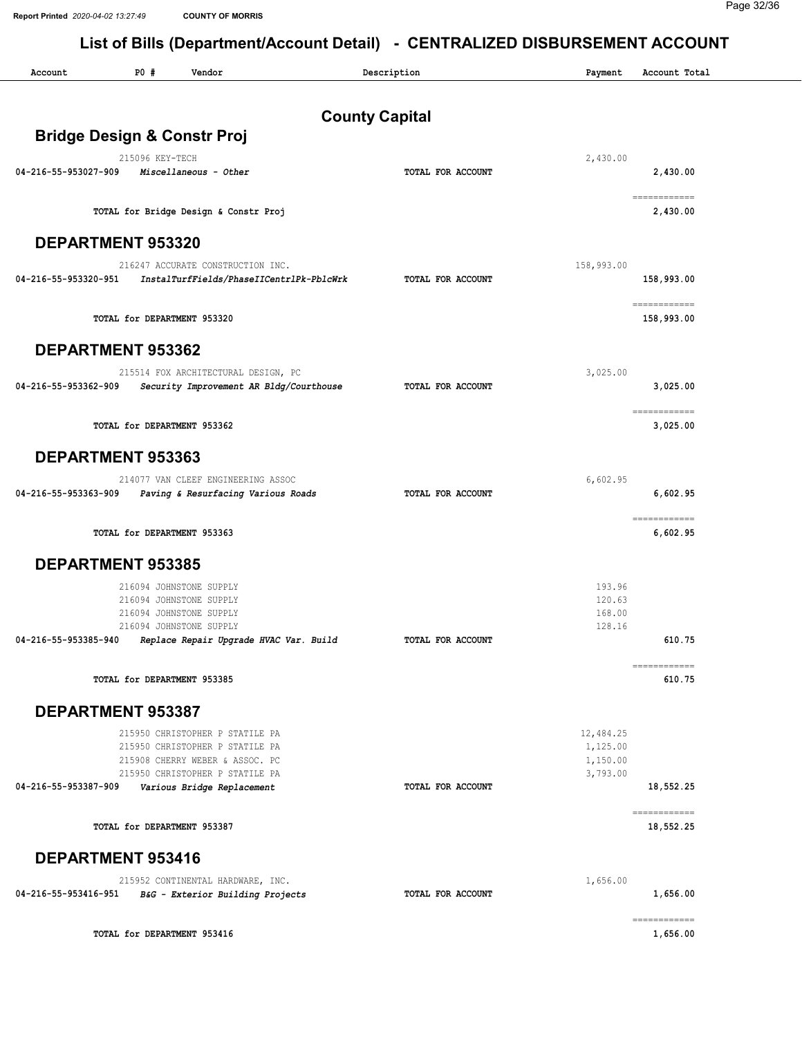## List of Bills (Department/Account Detail) - CENTRALIZED DISBURSEMENT ACCOUNT

| Account | PO # | Vendor | Description | Payment | Account Total |
|---|---|---|---|---|---|

# County Capital

## Bridge Design & Constr Proj

| Account | PO # | Vendor | Description | Payment | Account Total |
|---|---|---|---|---|---|
| | 215096 | KEY-TECH | | 2,430.00 | |
| 04-216-55-953027-909 | | *Miscellaneous - Other* | TOTAL FOR ACCOUNT | | 2,430.00 |
| | | TOTAL for Bridge Design & Constr Proj | | | 2,430.00 |

## DEPARTMENT 953320

| Account | PO # | Vendor | Description | Payment | Account Total |
|---|---|---|---|---|---|
| | 216247 | ACCURATE CONSTRUCTION INC. | | 158,993.00 | |
| 04-216-55-953320-951 | | *InstalTurfFields/PhaseIICentrlPk-PblcWrk* | TOTAL FOR ACCOUNT | | 158,993.00 |
| | | TOTAL for DEPARTMENT 953320 | | | 158,993.00 |

## DEPARTMENT 953362

| Account | PO # | Vendor | Description | Payment | Account Total |
|---|---|---|---|---|---|
| | 215514 | FOX ARCHITECTURAL DESIGN, PC | | 3,025.00 | |
| 04-216-55-953362-909 | | *Security Improvement AR Bldg/Courthouse* | TOTAL FOR ACCOUNT | | 3,025.00 |
| | | TOTAL for DEPARTMENT 953362 | | | 3,025.00 |

## DEPARTMENT 953363

| Account | PO # | Vendor | Description | Payment | Account Total |
|---|---|---|---|---|---|
| | 214077 | VAN CLEEF ENGINEERING ASSOC | | 6,602.95 | |
| 04-216-55-953363-909 | | *Paving & Resurfacing Various Roads* | TOTAL FOR ACCOUNT | | 6,602.95 |
| | | TOTAL for DEPARTMENT 953363 | | | 6,602.95 |

## DEPARTMENT 953385

| Account | PO # | Vendor | Description | Payment | Account Total |
|---|---|---|---|---|---|
| | 216094 | JOHNSTONE SUPPLY | | 193.96 | |
| | 216094 | JOHNSTONE SUPPLY | | 120.63 | |
| | 216094 | JOHNSTONE SUPPLY | | 168.00 | |
| | 216094 | JOHNSTONE SUPPLY | | 128.16 | |
| 04-216-55-953385-940 | | *Replace Repair Upgrade HVAC Var. Build* | TOTAL FOR ACCOUNT | | 610.75 |
| | | TOTAL for DEPARTMENT 953385 | | | 610.75 |

## DEPARTMENT 953387

| Account | PO # | Vendor | Description | Payment | Account Total |
|---|---|---|---|---|---|
| | 215950 | CHRISTOPHER P STATILE PA | | 12,484.25 | |
| | 215950 | CHRISTOPHER P STATILE PA | | 1,125.00 | |
| | 215908 | CHERRY WEBER & ASSOC. PC | | 1,150.00 | |
| | 215950 | CHRISTOPHER P STATILE PA | | 3,793.00 | |
| 04-216-55-953387-909 | | *Various Bridge Replacement* | TOTAL FOR ACCOUNT | | 18,552.25 |
| | | TOTAL for DEPARTMENT 953387 | | | 18,552.25 |

## DEPARTMENT 953416

| Account | PO # | Vendor | Description | Payment | Account Total |
|---|---|---|---|---|---|
| | 215952 | CONTINENTAL HARDWARE, INC. | | 1,656.00 | |
| 04-216-55-953416-951 | | *B&G - Exterior Building Projects* | TOTAL FOR ACCOUNT | | 1,656.00 |
| | | TOTAL for DEPARTMENT 953416 | | | 1,656.00 |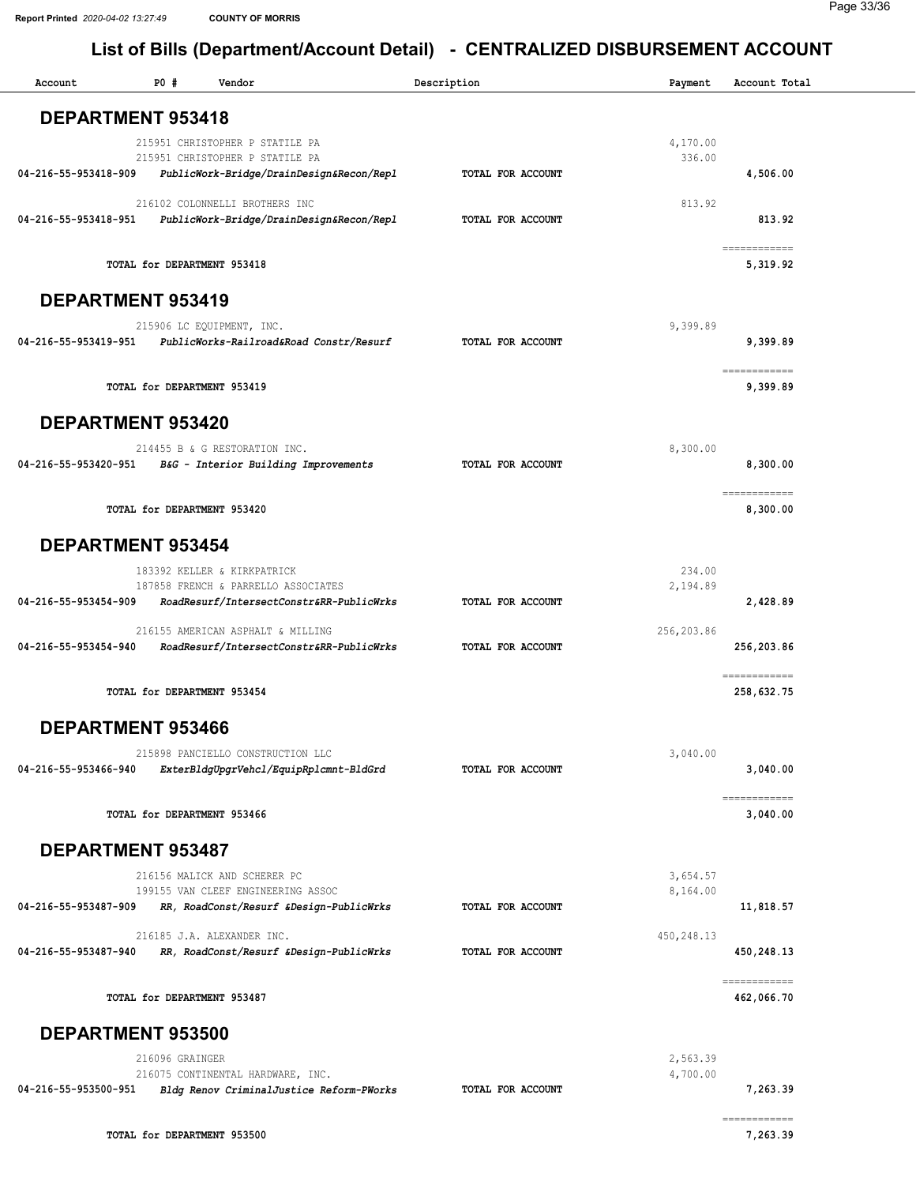## List of Bills (Department/Account Detail) - CENTRALIZED DISBURSEMENT ACCOUNT

| Account | PO # | Vendor | Description | Payment | Account Total |
|---|---|---|---|---|---|

### DEPARTMENT 953418

| Account | PO # | Vendor | Description | Payment | Account Total |
|---|---|---|---|---|---|
| | 215951 | CHRISTOPHER P STATILE PA | | 4,170.00 | |
| | 215951 | CHRISTOPHER P STATILE PA | | 336.00 | |
| 04-216-55-953418-909 | | *PublicWork-Bridge/DrainDesign&Recon/Repl* | **TOTAL FOR ACCOUNT** | | 4,506.00 |
| | 216102 | COLONNELLI BROTHERS INC | | 813.92 | |
| 04-216-55-953418-951 | | *PublicWork-Bridge/DrainDesign&Recon/Repl* | **TOTAL FOR ACCOUNT** | | 813.92 |
| | | **TOTAL for DEPARTMENT 953418** | | | 5,319.92 |

### DEPARTMENT 953419

| Account | PO # | Vendor | Description | Payment | Account Total |
|---|---|---|---|---|---|
| | 215906 | LC EQUIPMENT, INC. | | 9,399.89 | |
| 04-216-55-953419-951 | | *PublicWorks-Railroad&Road Constr/Resurf* | **TOTAL FOR ACCOUNT** | | 9,399.89 |
| | | **TOTAL for DEPARTMENT 953419** | | | 9,399.89 |

### DEPARTMENT 953420

| Account | PO # | Vendor | Description | Payment | Account Total |
|---|---|---|---|---|---|
| | 214455 | B & G RESTORATION INC. | | 8,300.00 | |
| 04-216-55-953420-951 | | *B&G - Interior Building Improvements* | **TOTAL FOR ACCOUNT** | | 8,300.00 |
| | | **TOTAL for DEPARTMENT 953420** | | | 8,300.00 |

### DEPARTMENT 953454

| Account | PO # | Vendor | Description | Payment | Account Total |
|---|---|---|---|---|---|
| | 183392 | KELLER & KIRKPATRICK | | 234.00 | |
| | 187858 | FRENCH & PARRELLO ASSOCIATES | | 2,194.89 | |
| 04-216-55-953454-909 | | *RoadResurf/IntersectConstr&RR-PublicWrks* | **TOTAL FOR ACCOUNT** | | 2,428.89 |
| | 216155 | AMERICAN ASPHALT & MILLING | | 256,203.86 | |
| 04-216-55-953454-940 | | *RoadResurf/IntersectConstr&RR-PublicWrks* | **TOTAL FOR ACCOUNT** | | 256,203.86 |
| | | **TOTAL for DEPARTMENT 953454** | | | 258,632.75 |

### DEPARTMENT 953466

| Account | PO # | Vendor | Description | Payment | Account Total |
|---|---|---|---|---|---|
| | 215898 | PANCIELLO CONSTRUCTION LLC | | 3,040.00 | |
| 04-216-55-953466-940 | | *ExterBldgUpgrVehcl/EquipRplcmnt-BldGrd* | **TOTAL FOR ACCOUNT** | | 3,040.00 |
| | | **TOTAL for DEPARTMENT 953466** | | | 3,040.00 |

### DEPARTMENT 953487

| Account | PO # | Vendor | Description | Payment | Account Total |
|---|---|---|---|---|---|
| | 216156 | MALICK AND SCHERER PC | | 3,654.57 | |
| | 199155 | VAN CLEEF ENGINEERING ASSOC | | 8,164.00 | |
| 04-216-55-953487-909 | | *RR, RoadConst/Resurf &Design-PublicWrks* | **TOTAL FOR ACCOUNT** | | 11,818.57 |
| | 216185 | J.A. ALEXANDER INC. | | 450,248.13 | |
| 04-216-55-953487-940 | | *RR, RoadConst/Resurf &Design-PublicWrks* | **TOTAL FOR ACCOUNT** | | 450,248.13 |
| | | **TOTAL for DEPARTMENT 953487** | | | 462,066.70 |

### DEPARTMENT 953500

| Account | PO # | Vendor | Description | Payment | Account Total |
|---|---|---|---|---|---|
| | 216096 | GRAINGER | | 2,563.39 | |
| | 216075 | CONTINENTAL HARDWARE, INC. | | 4,700.00 | |
| 04-216-55-953500-951 | | *Bldg Renov CriminalJustice Reform-PWorks* | **TOTAL FOR ACCOUNT** | | 7,263.39 |
| | | **TOTAL for DEPARTMENT 953500** | | | 7,263.39 |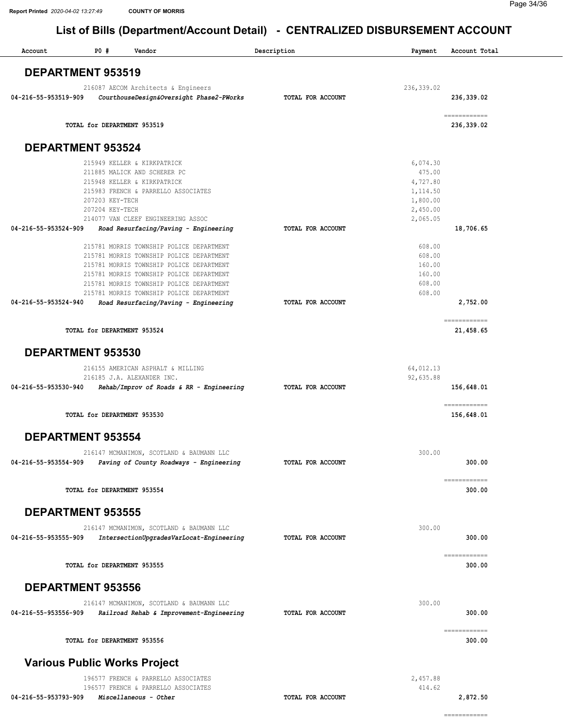## List of Bills (Department/Account Detail) - CENTRALIZED DISBURSEMENT ACCOUNT

| Account | PO # | Vendor | Description | Payment | Account Total |
|---|---|---|---|---|---|

### DEPARTMENT 953519

| Account | PO # | Vendor | Description | Payment | Account Total |
|---|---|---|---|---|---|
| | 216087 | AECOM Architects & Engineers | | 236,339.02 | |
| 04-216-55-953519-909 | | *CourthouseDesign&Oversight Phase2-PWorks* | TOTAL FOR ACCOUNT | | 236,339.02 |
| | | TOTAL for DEPARTMENT 953519 | | | 236,339.02 |

### DEPARTMENT 953524

| Account | PO # | Vendor | Description | Payment | Account Total |
|---|---|---|---|---|---|
| | 215949 | KELLER & KIRKPATRICK | | 6,074.30 | |
| | 211885 | MALICK AND SCHERER PC | | 475.00 | |
| | 215948 | KELLER & KIRKPATRICK | | 4,727.80 | |
| | 215983 | FRENCH & PARRELLO ASSOCIATES | | 1,114.50 | |
| | 207203 | KEY-TECH | | 1,800.00 | |
| | 207204 | KEY-TECH | | 2,450.00 | |
| | 214077 | VAN CLEEF ENGINEERING ASSOC | | 2,065.05 | |
| 04-216-55-953524-909 | | *Road Resurfacing/Paving - Engineering* | TOTAL FOR ACCOUNT | | 18,706.65 |
| | 215781 | MORRIS TOWNSHIP POLICE DEPARTMENT | | 608.00 | |
| | 215781 | MORRIS TOWNSHIP POLICE DEPARTMENT | | 608.00 | |
| | 215781 | MORRIS TOWNSHIP POLICE DEPARTMENT | | 160.00 | |
| | 215781 | MORRIS TOWNSHIP POLICE DEPARTMENT | | 160.00 | |
| | 215781 | MORRIS TOWNSHIP POLICE DEPARTMENT | | 608.00 | |
| | 215781 | MORRIS TOWNSHIP POLICE DEPARTMENT | | 608.00 | |
| 04-216-55-953524-940 | | *Road Resurfacing/Paving - Engineering* | TOTAL FOR ACCOUNT | | 2,752.00 |
| | | TOTAL for DEPARTMENT 953524 | | | 21,458.65 |

### DEPARTMENT 953530

| Account | PO # | Vendor | Description | Payment | Account Total |
|---|---|---|---|---|---|
| | 216155 | AMERICAN ASPHALT & MILLING | | 64,012.13 | |
| | 216185 | J.A. ALEXANDER INC. | | 92,635.88 | |
| 04-216-55-953530-940 | | *Rehab/Improv of Roads & RR - Engineering* | TOTAL FOR ACCOUNT | | 156,648.01 |
| | | TOTAL for DEPARTMENT 953530 | | | 156,648.01 |

### DEPARTMENT 953554

| Account | PO # | Vendor | Description | Payment | Account Total |
|---|---|---|---|---|---|
| | 216147 | MCMANIMON, SCOTLAND & BAUMANN LLC | | 300.00 | |
| 04-216-55-953554-909 | | *Paving of County Roadways - Engineering* | TOTAL FOR ACCOUNT | | 300.00 |
| | | TOTAL for DEPARTMENT 953554 | | | 300.00 |

### DEPARTMENT 953555

| Account | PO # | Vendor | Description | Payment | Account Total |
|---|---|---|---|---|---|
| | 216147 | MCMANIMON, SCOTLAND & BAUMANN LLC | | 300.00 | |
| 04-216-55-953555-909 | | *IntersectionUpgradesVarLocat-Engineering* | TOTAL FOR ACCOUNT | | 300.00 |
| | | TOTAL for DEPARTMENT 953555 | | | 300.00 |

### DEPARTMENT 953556

| Account | PO # | Vendor | Description | Payment | Account Total |
|---|---|---|---|---|---|
| | 216147 | MCMANIMON, SCOTLAND & BAUMANN LLC | | 300.00 | |
| 04-216-55-953556-909 | | *Railroad Rehab & Improvement-Engineering* | TOTAL FOR ACCOUNT | | 300.00 |
| | | TOTAL for DEPARTMENT 953556 | | | 300.00 |

### Various Public Works Project

| Account | PO # | Vendor | Description | Payment | Account Total |
|---|---|---|---|---|---|
| | 196577 | FRENCH & PARRELLO ASSOCIATES | | 2,457.88 | |
| | 196577 | FRENCH & PARRELLO ASSOCIATES | | 414.62 | |
| 04-216-55-953793-909 | | *Miscellaneous - Other* | TOTAL FOR ACCOUNT | | 2,872.50 |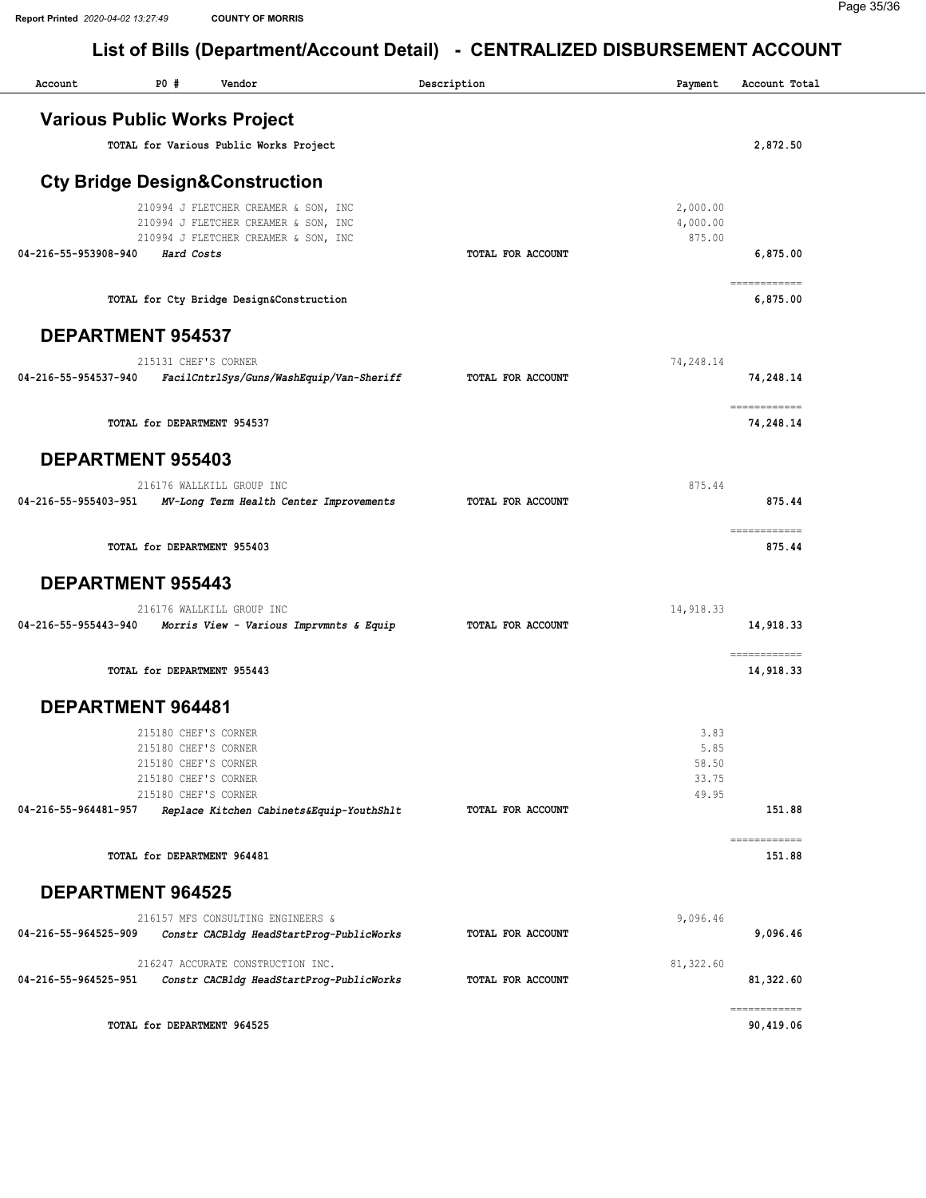# List of Bills (Department/Account Detail) - CENTRALIZED DISBURSEMENT ACCOUNT

| Account | PO # | Vendor | Description | Payment | Account Total |
|---|---|---|---|---|---|

## Various Public Works Project

| | | | | | |
|---|---|---|---|---|---|
| | TOTAL for Various Public Works Project | | | | 2,872.50 |

## Cty Bridge Design&Construction

| Account | PO # | Vendor | Description | Payment | Account Total |
|---|---|---|---|---|---|
| | 210994 | J FLETCHER CREAMER & SON, INC | | 2,000.00 | |
| | 210994 | J FLETCHER CREAMER & SON, INC | | 4,000.00 | |
| | 210994 | J FLETCHER CREAMER & SON, INC | | 875.00 | |
| 04-216-55-953908-940 | | *Hard Costs* | TOTAL FOR ACCOUNT | | 6,875.00 |
| | TOTAL for Cty Bridge Design&Construction | | | | 6,875.00 |

## DEPARTMENT 954537

| Account | PO # | Vendor | Description | Payment | Account Total |
|---|---|---|---|---|---|
| | 215131 | CHEF'S CORNER | | 74,248.14 | |
| 04-216-55-954537-940 | | *FacilCntrlSys/Guns/WashEquip/Van-Sheriff* | TOTAL FOR ACCOUNT | | 74,248.14 |
| | TOTAL for DEPARTMENT 954537 | | | | 74,248.14 |

## DEPARTMENT 955403

| Account | PO # | Vendor | Description | Payment | Account Total |
|---|---|---|---|---|---|
| | 216176 | WALLKILL GROUP INC | | 875.44 | |
| 04-216-55-955403-951 | | *MV-Long Term Health Center Improvements* | TOTAL FOR ACCOUNT | | 875.44 |
| | TOTAL for DEPARTMENT 955403 | | | | 875.44 |

## DEPARTMENT 955443

| Account | PO # | Vendor | Description | Payment | Account Total |
|---|---|---|---|---|---|
| | 216176 | WALLKILL GROUP INC | | 14,918.33 | |
| 04-216-55-955443-940 | | *Morris View - Various Imprvmnts & Equip* | TOTAL FOR ACCOUNT | | 14,918.33 |
| | TOTAL for DEPARTMENT 955443 | | | | 14,918.33 |

## DEPARTMENT 964481

| Account | PO # | Vendor | Description | Payment | Account Total |
|---|---|---|---|---|---|
| | 215180 | CHEF'S CORNER | | 3.83 | |
| | 215180 | CHEF'S CORNER | | 5.85 | |
| | 215180 | CHEF'S CORNER | | 58.50 | |
| | 215180 | CHEF'S CORNER | | 33.75 | |
| | 215180 | CHEF'S CORNER | | 49.95 | |
| 04-216-55-964481-957 | | *Replace Kitchen Cabinets&Equip-YouthShlt* | TOTAL FOR ACCOUNT | | 151.88 |
| | TOTAL for DEPARTMENT 964481 | | | | 151.88 |

## DEPARTMENT 964525

| Account | PO # | Vendor | Description | Payment | Account Total |
|---|---|---|---|---|---|
| | 216157 | MFS CONSULTING ENGINEERS & | | 9,096.46 | |
| 04-216-55-964525-909 | | *Constr CACBldg HeadStartProg-PublicWorks* | TOTAL FOR ACCOUNT | | 9,096.46 |
| | 216247 | ACCURATE CONSTRUCTION INC. | | 81,322.60 | |
| 04-216-55-964525-951 | | *Constr CACBldg HeadStartProg-PublicWorks* | TOTAL FOR ACCOUNT | | 81,322.60 |
| | TOTAL for DEPARTMENT 964525 | | | | 90,419.06 |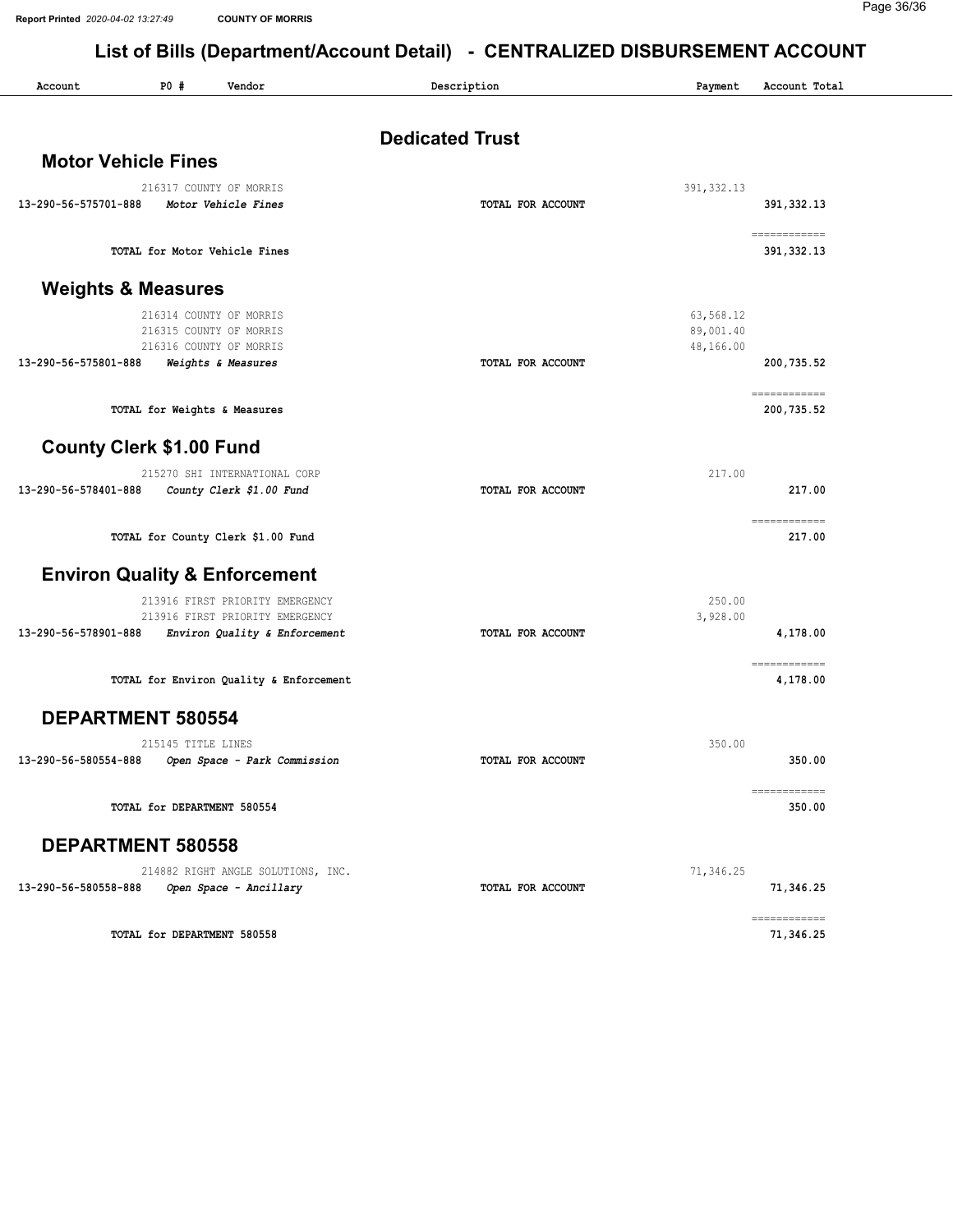# List of Bills (Department/Account Detail) - CENTRALIZED DISBURSEMENT ACCOUNT

| Account | PO # | Vendor | Description | Payment | Account Total |
|---|---|---|---|---|---|

## Dedicated Trust

### Motor Vehicle Fines

| Account | PO # | Vendor | Description | Payment | Account Total |
|---|---|---|---|---|---|
| | 216317 | COUNTY OF MORRIS | | 391,332.13 | |
| 13-290-56-575701-888 | | *Motor Vehicle Fines* | TOTAL FOR ACCOUNT | | 391,332.13 |
| | | **TOTAL for Motor Vehicle Fines** | | | 391,332.13 |

### Weights & Measures

| Account | PO # | Vendor | Description | Payment | Account Total |
|---|---|---|---|---|---|
| | 216314 | COUNTY OF MORRIS | | 63,568.12 | |
| | 216315 | COUNTY OF MORRIS | | 89,001.40 | |
| | 216316 | COUNTY OF MORRIS | | 48,166.00 | |
| 13-290-56-575801-888 | | *Weights & Measures* | TOTAL FOR ACCOUNT | | 200,735.52 |
| | | **TOTAL for Weights & Measures** | | | 200,735.52 |

### County Clerk $1.00 Fund

| Account | PO # | Vendor | Description | Payment | Account Total |
|---|---|---|---|---|---|
| | 215270 | SHI INTERNATIONAL CORP | | 217.00 | |
| 13-290-56-578401-888 | | *County Clerk $1.00 Fund* | TOTAL FOR ACCOUNT | | 217.00 |
| | | **TOTAL for County Clerk $1.00 Fund** | | | 217.00 |

### Environ Quality & Enforcement

| Account | PO # | Vendor | Description | Payment | Account Total |
|---|---|---|---|---|---|
| | 213916 | FIRST PRIORITY EMERGENCY | | 250.00 | |
| | 213916 | FIRST PRIORITY EMERGENCY | | 3,928.00 | |
| 13-290-56-578901-888 | | *Environ Quality & Enforcement* | TOTAL FOR ACCOUNT | | 4,178.00 |
| | | **TOTAL for Environ Quality & Enforcement** | | | 4,178.00 |

### DEPARTMENT 580554

| Account | PO # | Vendor | Description | Payment | Account Total |
|---|---|---|---|---|---|
| | 215145 | TITLE LINES | | 350.00 | |
| 13-290-56-580554-888 | | *Open Space - Park Commission* | TOTAL FOR ACCOUNT | | 350.00 |
| | | **TOTAL for DEPARTMENT 580554** | | | 350.00 |

### DEPARTMENT 580558

| Account | PO # | Vendor | Description | Payment | Account Total |
|---|---|---|---|---|---|
| | 214882 | RIGHT ANGLE SOLUTIONS, INC. | | 71,346.25 | |
| 13-290-56-580558-888 | | *Open Space - Ancillary* | TOTAL FOR ACCOUNT | | 71,346.25 |
| | | **TOTAL for DEPARTMENT 580558** | | | 71,346.25 |